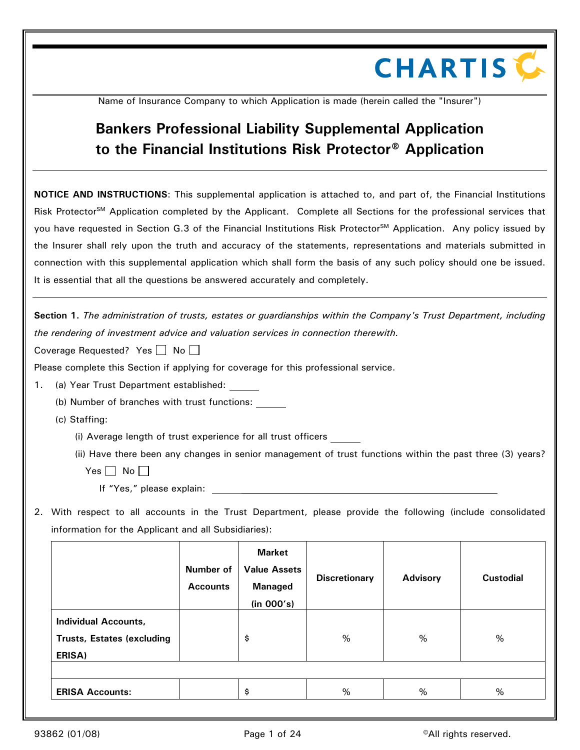CHARTIS

Name of Insurance Company to which Application is made (herein called the "Insurer")

# Bankers Professional Liability Supplemental Application to the Financial Institutions Risk Protector® Application

**NOTICE AND INSTRUCTIONS**: This supplemental application is attached to, and part of, the Financial Institutions Risk Protector[SM] Application completed by the Applicant. Complete all Sections for the professional services that you have requested in Section G.3 of the Financial Institutions Risk Protector[SM] Application. Any policy issued by the Insurer shall rely upon the truth and accuracy of the statements, representations and materials submitted in connection with this supplemental application which shall form the basis of any such policy should one be issued. It is essential that all the questions be answered accurately and completely.

**Section 1.** *The administration of trusts, estates or guardianships within the Company's Trust Department, including the rendering of investment advice and valuation services in connection therewith.*

Coverage Requested? Yes ☐ No ☐

Please complete this Section if applying for coverage for this professional service.

1. (a) Year Trust Department established: ______

   (b) Number of branches with trust functions: ______

   (c) Staffing:

   (i) Average length of trust experience for all trust officers ______

   (ii) Have there been any changes in senior management of trust functions within the past three (3) years?

   Yes ☐ No ☐

   If "Yes," please explain: ____________________

2. With respect to all accounts in the Trust Department, please provide the following (include consolidated information for the Applicant and all Subsidiaries):

| | Number of Accounts | Market Value Assets Managed (in 000's) | Discretionary | Advisory | Custodial |
|---|---|---|---|---|---|
| **Individual Accounts, Trusts, Estates (excluding ERISA)** | | $ | % | % | % |
| | | | | | |
| **ERISA Accounts:** | | $ | % | % | % |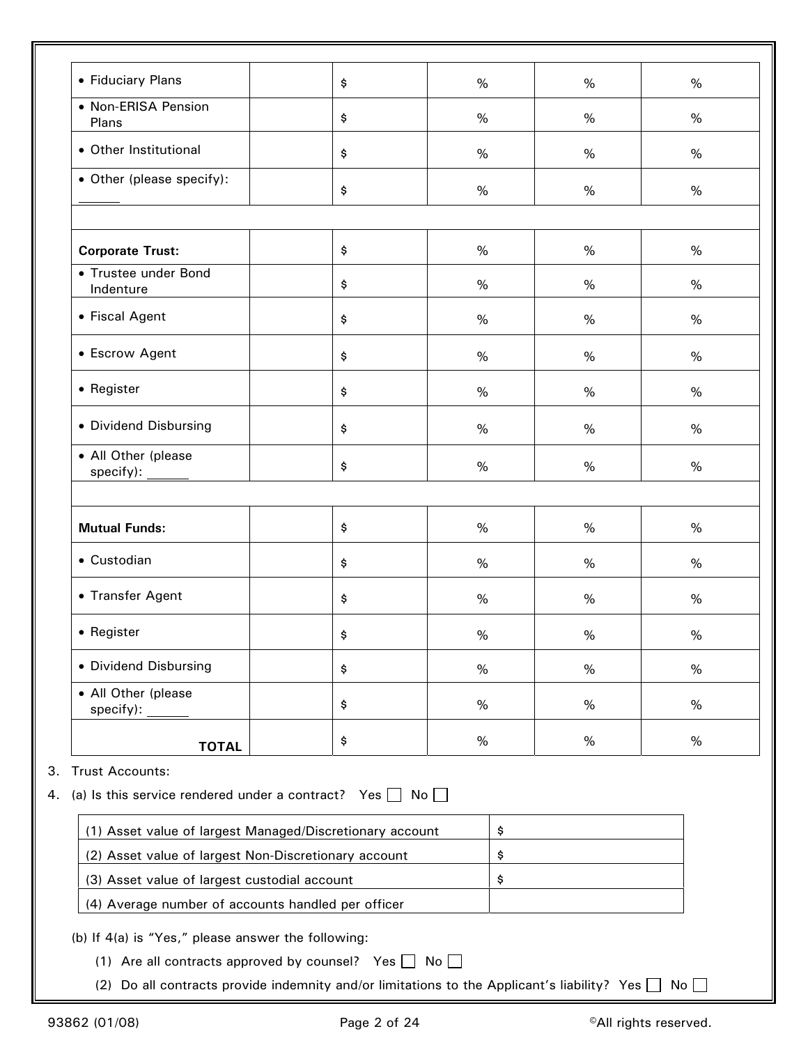| | | | | | |
|---|---|---|---|---|---|
| • Fiduciary Plans | | $ | % | % | % |
| • Non-ERISA Pension Plans | | $ | % | % | % |
| • Other Institutional | | $ | % | % | % |
| • Other (please specify): ______ | | $ | % | % | % |
| | | | | | |
| **Corporate Trust:** | | $ | % | % | % |
| • Trustee under Bond Indenture | | $ | % | % | % |
| • Fiscal Agent | | $ | % | % | % |
| • Escrow Agent | | $ | % | % | % |
| • Register | | $ | % | % | % |
| • Dividend Disbursing | | $ | % | % | % |
| • All Other (please specify): ______ | | $ | % | % | % |
| | | | | | |
| **Mutual Funds:** | | $ | % | % | % |
| • Custodian | | $ | % | % | % |
| • Transfer Agent | | $ | % | % | % |
| • Register | | $ | % | % | % |
| • Dividend Disbursing | | $ | % | % | % |
| • All Other (please specify): ______ | | $ | % | % | % |
| **TOTAL** | | $ | % | % | % |

3. Trust Accounts:

4. (a) Is this service rendered under a contract? Yes ☐ No ☐

| | |
|---|---|
| (1) Asset value of largest Managed/Discretionary account | $ |
| (2) Asset value of largest Non-Discretionary account | $ |
| (3) Asset value of largest custodial account | $ |
| (4) Average number of accounts handled per officer | |

(b) If 4(a) is "Yes," please answer the following:

(1) Are all contracts approved by counsel? Yes ☐ No ☐

(2) Do all contracts provide indemnity and/or limitations to the Applicant's liability? Yes ☐ No ☐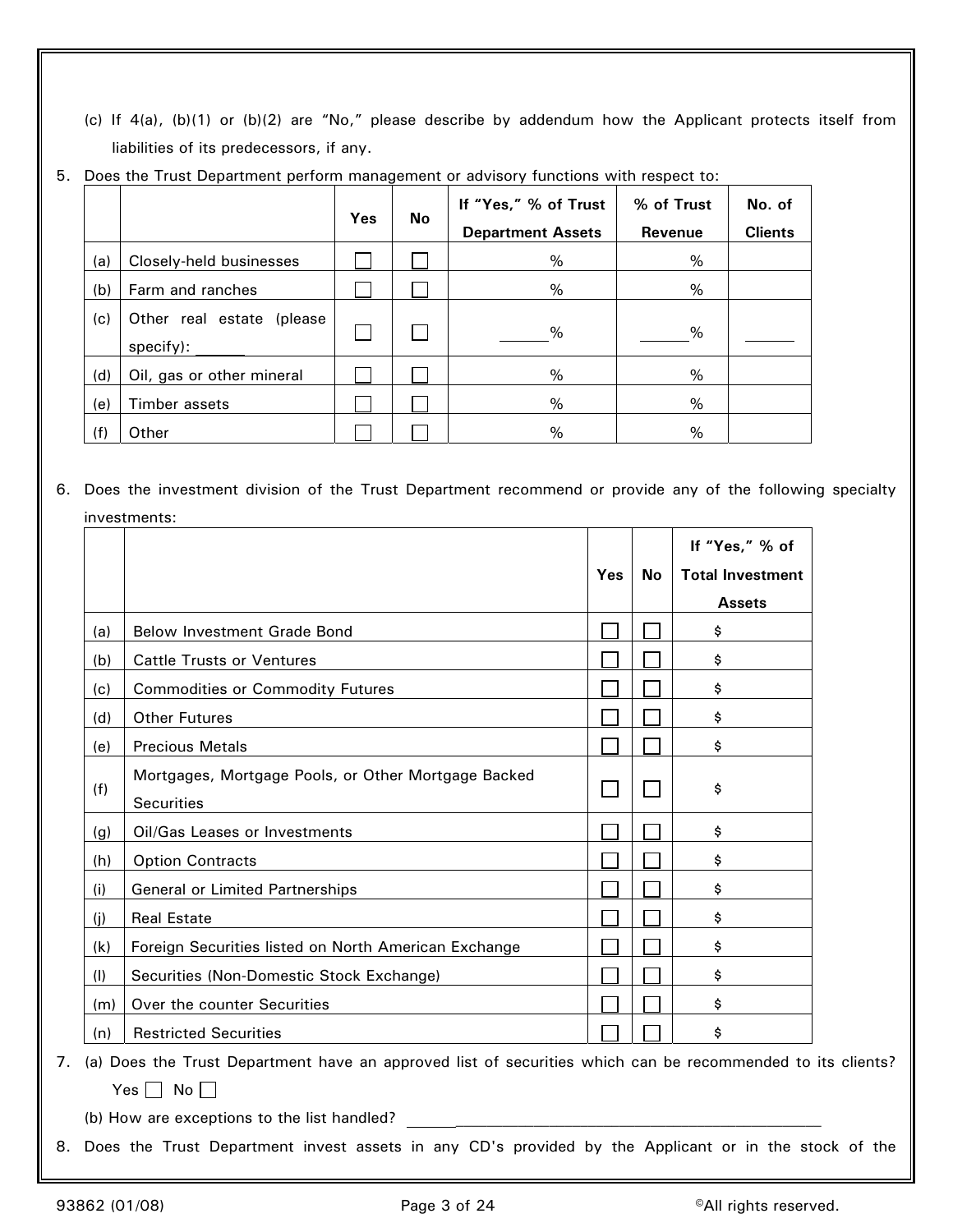(c) If 4(a), (b)(1) or (b)(2) are "No," please describe by addendum how the Applicant protects itself from liabilities of its predecessors, if any.

5. Does the Trust Department perform management or advisory functions with respect to:

| | | Yes | No | If "Yes," % of Trust Department Assets | % of Trust Revenue | No. of Clients |
|---|---|---|---|---|---|---|
| (a) | Closely-held businesses | ☐ | ☐ | % | % | |
| (b) | Farm and ranches | ☐ | ☐ | % | % | |
| (c) | Other real estate (please specify): ______ | ☐ | ☐ | ______% | ______% | ______ |
| (d) | Oil, gas or other mineral | ☐ | ☐ | % | % | |
| (e) | Timber assets | ☐ | ☐ | % | % | |
| (f) | Other | ☐ | ☐ | % | % | |

6. Does the investment division of the Trust Department recommend or provide any of the following specialty investments:

| | | Yes | No | If "Yes," % of Total Investment Assets |
|---|---|---|---|---|
| (a) | Below Investment Grade Bond | ☐ | ☐ | $ |
| (b) | Cattle Trusts or Ventures | ☐ | ☐ | $ |
| (c) | Commodities or Commodity Futures | ☐ | ☐ | $ |
| (d) | Other Futures | ☐ | ☐ | $ |
| (e) | Precious Metals | ☐ | ☐ | $ |
| (f) | Mortgages, Mortgage Pools, or Other Mortgage Backed Securities | ☐ | ☐ | $ |
| (g) | Oil/Gas Leases or Investments | ☐ | ☐ | $ |
| (h) | Option Contracts | ☐ | ☐ | $ |
| (i) | General or Limited Partnerships | ☐ | ☐ | $ |
| (j) | Real Estate | ☐ | ☐ | $ |
| (k) | Foreign Securities listed on North American Exchange | ☐ | ☐ | $ |
| (l) | Securities (Non-Domestic Stock Exchange) | ☐ | ☐ | $ |
| (m) | Over the counter Securities | ☐ | ☐ | $ |
| (n) | Restricted Securities | ☐ | ☐ | $ |

7. (a) Does the Trust Department have an approved list of securities which can be recommended to its clients? Yes ☐ No ☐

   (b) How are exceptions to the list handled? ____________________________________________________

8. Does the Trust Department invest assets in any CD's provided by the Applicant or in the stock of the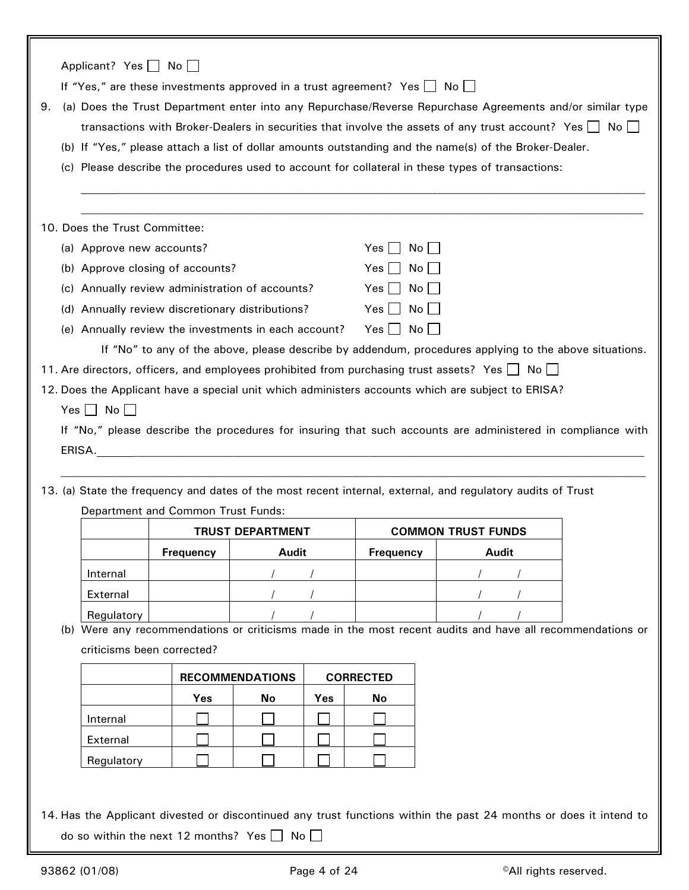Applicant? Yes ☐ No ☐

If "Yes," are these investments approved in a trust agreement? Yes ☐ No ☐

9. (a) Does the Trust Department enter into any Repurchase/Reverse Repurchase Agreements and/or similar type transactions with Broker-Dealers in securities that involve the assets of any trust account? Yes ☐ No ☐

   (b) If "Yes," please attach a list of dollar amounts outstanding and the name(s) of the Broker-Dealer.

   (c) Please describe the procedures used to account for collateral in these types of transactions:

   ______________________________________________________________________________

   ______________________________________________________________________________

10. Does the Trust Committee:

   (a) Approve new accounts? Yes ☐ No ☐

   (b) Approve closing of accounts? Yes ☐ No ☐

   (c) Annually review administration of accounts? Yes ☐ No ☐

   (d) Annually review discretionary distributions? Yes ☐ No ☐

   (e) Annually review the investments in each account? Yes ☐ No ☐

   If "No" to any of the above, please describe by addendum, procedures applying to the above situations.

11. Are directors, officers, and employees prohibited from purchasing trust assets? Yes ☐ No ☐

12. Does the Applicant have a special unit which administers accounts which are subject to ERISA?

   Yes ☐ No ☐

   If "No," please describe the procedures for insuring that such accounts are administered in compliance with ERISA.______________________________________________________________________

   ______________________________________________________________________________

13. (a) State the frequency and dates of the most recent internal, external, and regulatory audits of Trust Department and Common Trust Funds:

| | TRUST DEPARTMENT | | COMMON TRUST FUNDS | |
|---|---|---|---|---|
| | Frequency | Audit | Frequency | Audit |
| Internal | | / / | | / / |
| External | | / / | | / / |
| Regulatory | | / / | | / / |

   (b) Were any recommendations or criticisms made in the most recent audits and have all recommendations or criticisms been corrected?

| | RECOMMENDATIONS | | CORRECTED | |
|---|---|---|---|---|
| | Yes | No | Yes | No |
| Internal | ☐ | ☐ | ☐ | ☐ |
| External | ☐ | ☐ | ☐ | ☐ |
| Regulatory | ☐ | ☐ | ☐ | ☐ |

14. Has the Applicant divested or discontinued any trust functions within the past 24 months or does it intend to do so within the next 12 months? Yes ☐ No ☐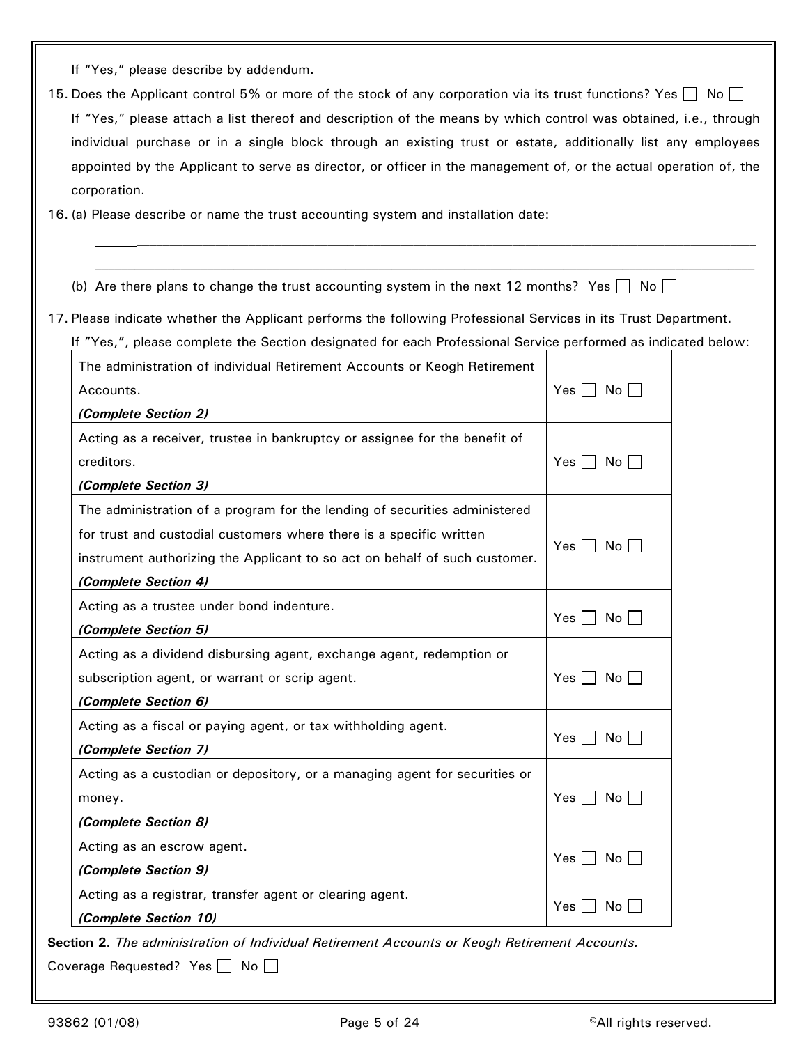If "Yes," please describe by addendum.

15. Does the Applicant control 5% or more of the stock of any corporation via its trust functions? Yes ☐ No ☐

    If "Yes," please attach a list thereof and description of the means by which control was obtained, i.e., through individual purchase or in a single block through an existing trust or estate, additionally list any employees appointed by the Applicant to serve as director, or officer in the management of, or the actual operation of, the corporation.

16. (a) Please describe or name the trust accounting system and installation date:

    ______________________________________________________________________________

    ______________________________________________________________________________

    (b) Are there plans to change the trust accounting system in the next 12 months? Yes ☐ No ☐

17. Please indicate whether the Applicant performs the following Professional Services in its Trust Department.

    If "Yes,", please complete the Section designated for each Professional Service performed as indicated below:

| Professional Service | |
|---|---|
| The administration of individual Retirement Accounts or Keogh Retirement Accounts. ***(Complete Section 2)*** | Yes ☐ No ☐ |
| Acting as a receiver, trustee in bankruptcy or assignee for the benefit of creditors. ***(Complete Section 3)*** | Yes ☐ No ☐ |
| The administration of a program for the lending of securities administered for trust and custodial customers where there is a specific written instrument authorizing the Applicant to so act on behalf of such customer. ***(Complete Section 4)*** | Yes ☐ No ☐ |
| Acting as a trustee under bond indenture. ***(Complete Section 5)*** | Yes ☐ No ☐ |
| Acting as a dividend disbursing agent, exchange agent, redemption or subscription agent, or warrant or scrip agent. ***(Complete Section 6)*** | Yes ☐ No ☐ |
| Acting as a fiscal or paying agent, or tax withholding agent. ***(Complete Section 7)*** | Yes ☐ No ☐ |
| Acting as a custodian or depository, or a managing agent for securities or money. ***(Complete Section 8)*** | Yes ☐ No ☐ |
| Acting as an escrow agent. ***(Complete Section 9)*** | Yes ☐ No ☐ |
| Acting as a registrar, transfer agent or clearing agent. ***(Complete Section 10)*** | Yes ☐ No ☐ |

**Section 2.** *The administration of Individual Retirement Accounts or Keogh Retirement Accounts.*

Coverage Requested? Yes ☐ No ☐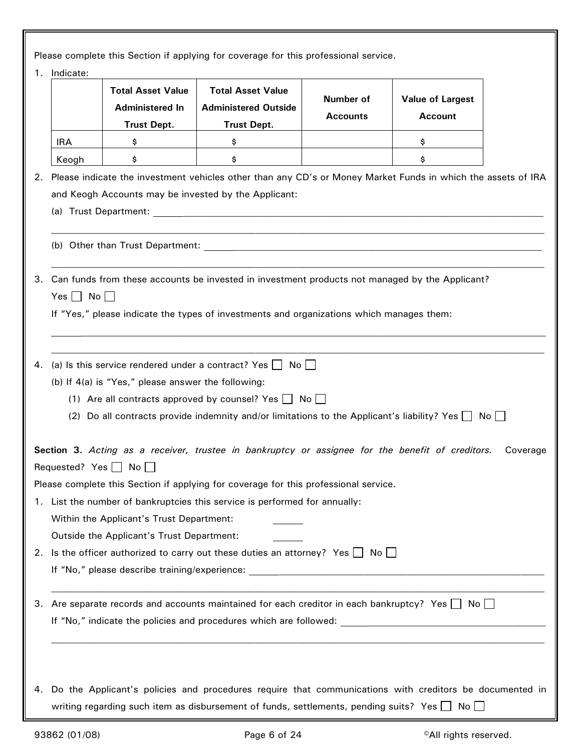Please complete this Section if applying for coverage for this professional service.

1. Indicate:

| | Total Asset Value Administered In Trust Dept. | Total Asset Value Administered Outside Trust Dept. | Number of Accounts | Value of Largest Account |
|---|---|---|---|---|
| IRA | $ | $ | | $ |
| Keogh | $ | $ | | $ |

2. Please indicate the investment vehicles other than any CD's or Money Market Funds in which the assets of IRA and Keogh Accounts may be invested by the Applicant:

   (a) Trust Department: ______________________________________________

   ______________________________________________

   (b) Other than Trust Department: ______________________________________________

   ______________________________________________

3. Can funds from these accounts be invested in investment products not managed by the Applicant?

   Yes ☐ No ☐

   If "Yes," please indicate the types of investments and organizations which manages them:

   ______________________________________________

   ______________________________________________

4. (a) Is this service rendered under a contract? Yes ☐ No ☐

   (b) If 4(a) is "Yes," please answer the following:

   (1) Are all contracts approved by counsel? Yes ☐ No ☐

   (2) Do all contracts provide indemnity and/or limitations to the Applicant's liability? Yes ☐ No ☐

**Section 3.** *Acting as a receiver, trustee in bankruptcy or assignee for the benefit of creditors.* Coverage Requested? Yes ☐ No ☐

Please complete this Section if applying for coverage for this professional service.

1. List the number of bankruptcies this service is performed for annually:

   Within the Applicant's Trust Department: ______

   Outside the Applicant's Trust Department: ______

2. Is the officer authorized to carry out these duties an attorney? Yes ☐ No ☐

   If "No," please describe training/experience: ______________________________________________

   ______________________________________________

3. Are separate records and accounts maintained for each creditor in each bankruptcy? Yes ☐ No ☐

   If "No," indicate the policies and procedures which are followed: ______________________________________________

   ______________________________________________

4. Do the Applicant's policies and procedures require that communications with creditors be documented in writing regarding such item as disbursement of funds, settlements, pending suits? Yes ☐ No ☐

93862 (01/08) ©All rights reserved.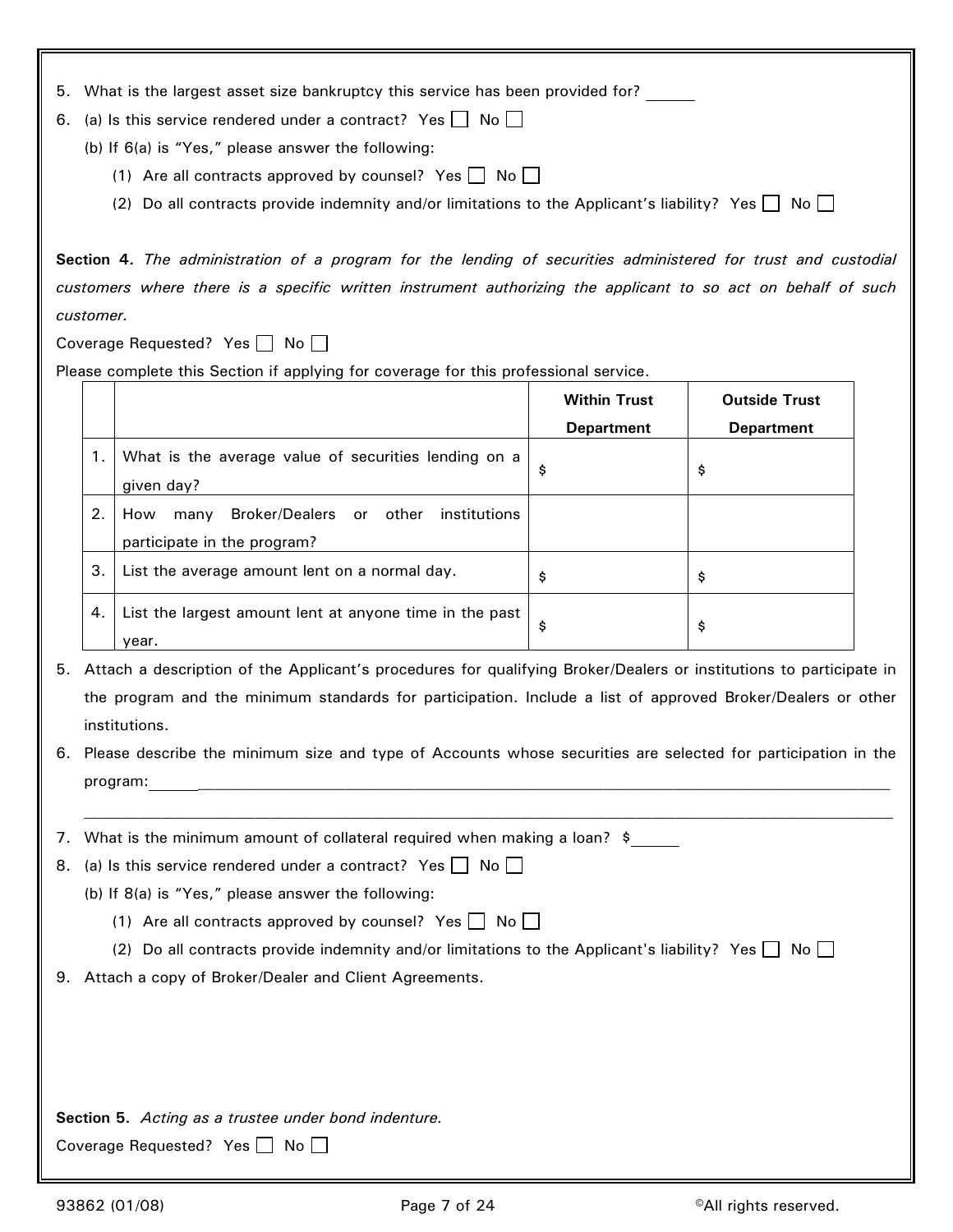5. What is the largest asset size bankruptcy this service has been provided for? ______
6. (a) Is this service rendered under a contract? Yes ☐ No ☐

   (b) If 6(a) is "Yes," please answer the following:

   (1) Are all contracts approved by counsel? Yes ☐ No ☐

   (2) Do all contracts provide indemnity and/or limitations to the Applicant's liability? Yes ☐ No ☐

**Section 4.** *The administration of a program for the lending of securities administered for trust and custodial customers where there is a specific written instrument authorizing the applicant to so act on behalf of such customer.*

Coverage Requested? Yes ☐ No ☐

Please complete this Section if applying for coverage for this professional service.

| | | **Within Trust Department** | **Outside Trust Department** |
|---|---|---|---|
| 1. | What is the average value of securities lending on a given day? | $ | $ |
| 2. | How many Broker/Dealers or other institutions participate in the program? | | |
| 3. | List the average amount lent on a normal day. | $ | $ |
| 4. | List the largest amount lent at anyone time in the past year. | $ | $ |

5. Attach a description of the Applicant's procedures for qualifying Broker/Dealers or institutions to participate in the program and the minimum standards for participation. Include a list of approved Broker/Dealers or other institutions.
6. Please describe the minimum size and type of Accounts whose securities are selected for participation in the program:______________________________________________________________________

   ____________________________________________________________________________________________
7. What is the minimum amount of collateral required when making a loan? $______
8. (a) Is this service rendered under a contract? Yes ☐ No ☐

   (b) If 8(a) is "Yes," please answer the following:

   (1) Are all contracts approved by counsel? Yes ☐ No ☐

   (2) Do all contracts provide indemnity and/or limitations to the Applicant's liability? Yes ☐ No ☐
9. Attach a copy of Broker/Dealer and Client Agreements.

**Section 5.** *Acting as a trustee under bond indenture.*

Coverage Requested? Yes ☐ No ☐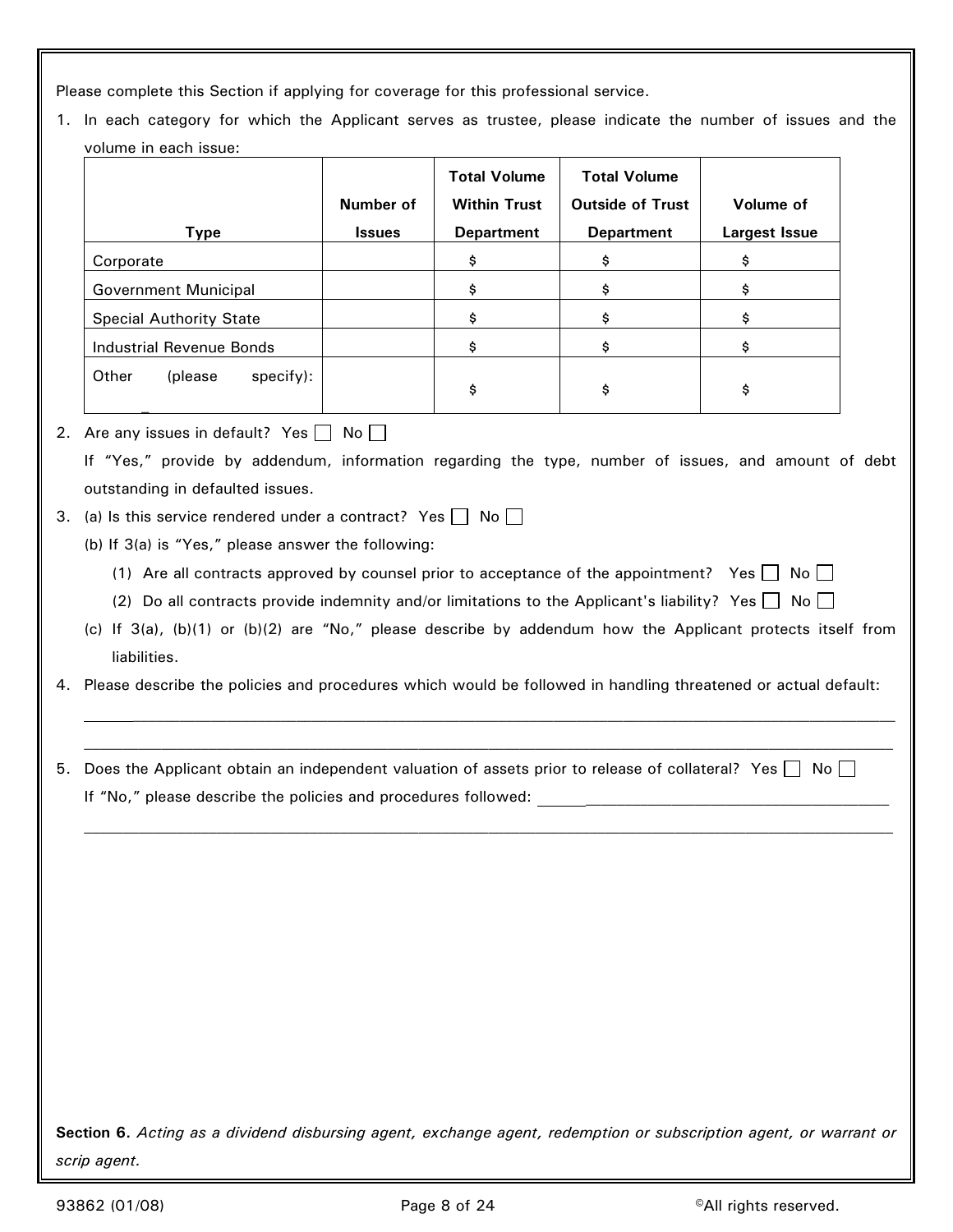Please complete this Section if applying for coverage for this professional service.

1. In each category for which the Applicant serves as trustee, please indicate the number of issues and the volume in each issue:

| Type | Number of Issues | Total Volume Within Trust Department | Total Volume Outside of Trust Department | Volume of Largest Issue |
|---|---|---|---|---|
| Corporate | | $ | $ | $ |
| Government Municipal | | $ | $ | $ |
| Special Authority State | | $ | $ | $ |
| Industrial Revenue Bonds | | $ | $ | $ |
| Other (please specify): _ | | $ | $ | $ |

2. Are any issues in default? Yes ☐ No ☐

   If "Yes," provide by addendum, information regarding the type, number of issues, and amount of debt outstanding in defaulted issues.

3. (a) Is this service rendered under a contract? Yes ☐ No ☐

   (b) If 3(a) is "Yes," please answer the following:

   (1) Are all contracts approved by counsel prior to acceptance of the appointment? Yes ☐ No ☐

   (2) Do all contracts provide indemnity and/or limitations to the Applicant's liability? Yes ☐ No ☐

   (c) If 3(a), (b)(1) or (b)(2) are "No," please describe by addendum how the Applicant protects itself from liabilities.

4. Please describe the policies and procedures which would be followed in handling threatened or actual default:

   ______________________________________________________________________________

   ______________________________________________________________________________

5. Does the Applicant obtain an independent valuation of assets prior to release of collateral? Yes ☐ No ☐

   If "No," please describe the policies and procedures followed: ______________________________________

   ______________________________________________________________________________

**Section 6.** *Acting as a dividend disbursing agent, exchange agent, redemption or subscription agent, or warrant or scrip agent.*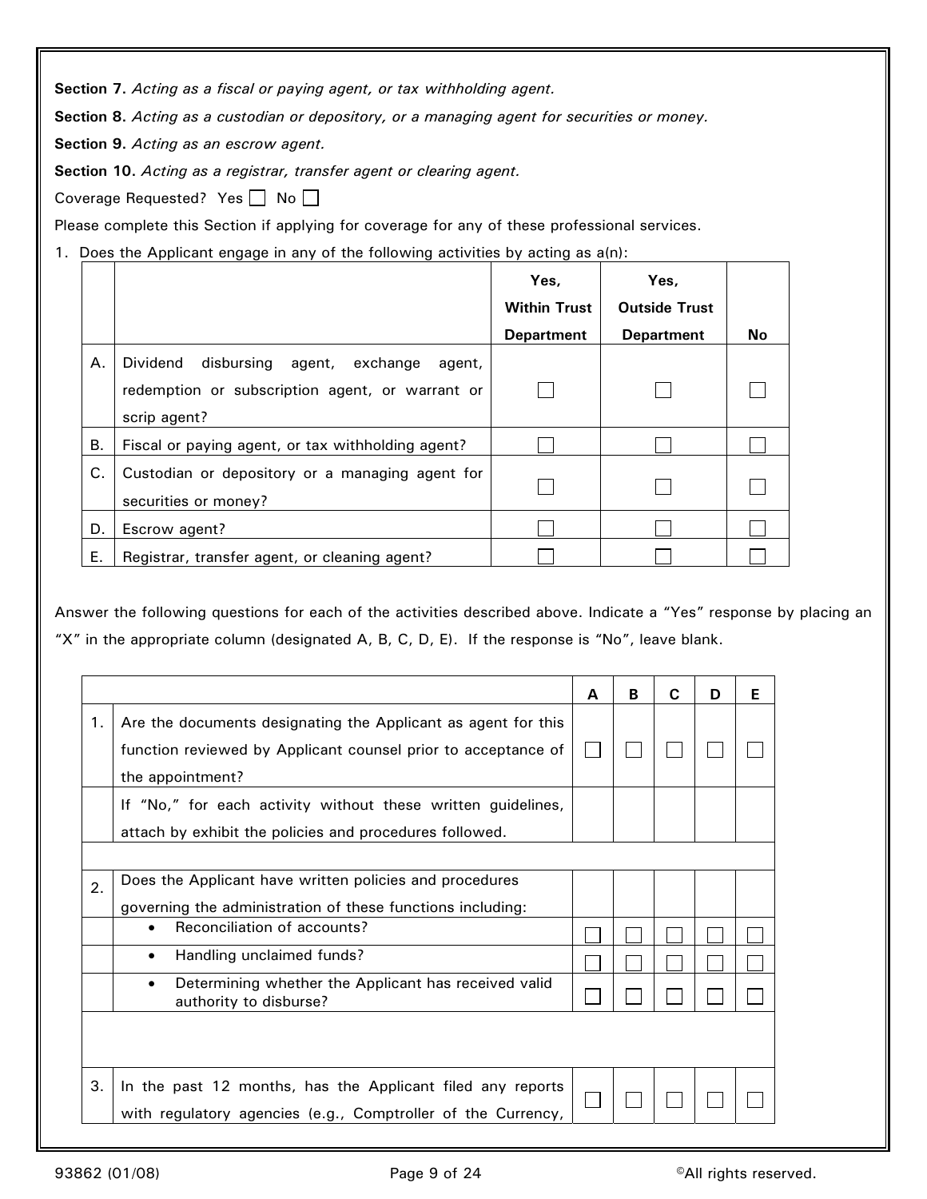**Section 7.** *Acting as a fiscal or paying agent, or tax withholding agent.*

**Section 8.** *Acting as a custodian or depository, or a managing agent for securities or money.*

**Section 9.** *Acting as an escrow agent.*

**Section 10.** *Acting as a registrar, transfer agent or clearing agent.*

Coverage Requested? Yes ☐ No ☐

Please complete this Section if applying for coverage for any of these professional services.

1. Does the Applicant engage in any of the following activities by acting as a(n):

| | | **Yes, Within Trust Department** | **Yes, Outside Trust Department** | **No** |
|---|---|---|---|---|
| A. | Dividend disbursing agent, exchange agent, redemption or subscription agent, or warrant or scrip agent? | ☐ | ☐ | ☐ |
| B. | Fiscal or paying agent, or tax withholding agent? | ☐ | ☐ | ☐ |
| C. | Custodian or depository or a managing agent for securities or money? | ☐ | ☐ | ☐ |
| D. | Escrow agent? | ☐ | ☐ | ☐ |
| E. | Registrar, transfer agent, or cleaning agent? | ☐ | ☐ | ☐ |

Answer the following questions for each of the activities described above. Indicate a "Yes" response by placing an "X" in the appropriate column (designated A, B, C, D, E). If the response is "No", leave blank.

| | | **A** | **B** | **C** | **D** | **E** |
|---|---|---|---|---|---|---|
| 1. | Are the documents designating the Applicant as agent for this function reviewed by Applicant counsel prior to acceptance of the appointment? | ☐ | ☐ | ☐ | ☐ | ☐ |
| | If "No," for each activity without these written guidelines, attach by exhibit the policies and procedures followed. | | | | | |
| | | | | | | |
| 2. | Does the Applicant have written policies and procedures governing the administration of these functions including: | | | | | |
| | • Reconciliation of accounts? | ☐ | ☐ | ☐ | ☐ | ☐ |
| | • Handling unclaimed funds? | ☐ | ☐ | ☐ | ☐ | ☐ |
| | • Determining whether the Applicant has received valid authority to disburse? | ☐ | ☐ | ☐ | ☐ | ☐ |
| | | | | | | |
| 3. | In the past 12 months, has the Applicant filed any reports with regulatory agencies (e.g., Comptroller of the Currency, | ☐ | ☐ | ☐ | ☐ | ☐ |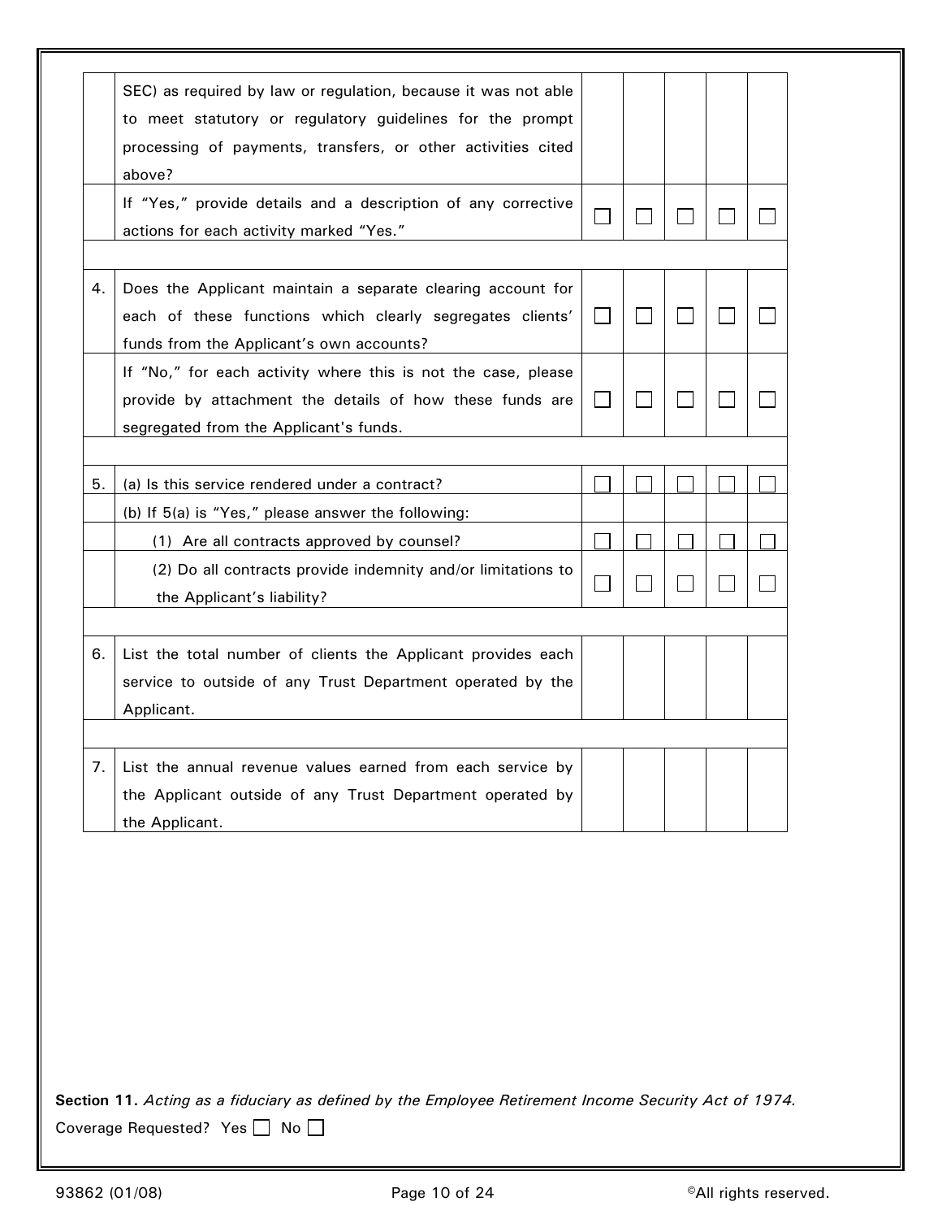| | | | | | | |
|---|---|---|---|---|---|---|
| | SEC) as required by law or regulation, because it was not able to meet statutory or regulatory guidelines for the prompt processing of payments, transfers, or other activities cited above? | | | | | |
| | If "Yes," provide details and a description of any corrective actions for each activity marked "Yes." | ☐ | ☐ | ☐ | ☐ | ☐ |
| | | | | | | |
| 4. | Does the Applicant maintain a separate clearing account for each of these functions which clearly segregates clients' funds from the Applicant's own accounts? | ☐ | ☐ | ☐ | ☐ | ☐ |
| | If "No," for each activity where this is not the case, please provide by attachment the details of how these funds are segregated from the Applicant's funds. | ☐ | ☐ | ☐ | ☐ | ☐ |
| | | | | | | |
| 5. | (a) Is this service rendered under a contract? | ☐ | ☐ | ☐ | ☐ | ☐ |
| | (b) If 5(a) is "Yes," please answer the following: | | | | | |
| | (1) Are all contracts approved by counsel? | ☐ | ☐ | ☐ | ☐ | ☐ |
| | (2) Do all contracts provide indemnity and/or limitations to the Applicant's liability? | ☐ | ☐ | ☐ | ☐ | ☐ |
| | | | | | | |
| 6. | List the total number of clients the Applicant provides each service to outside of any Trust Department operated by the Applicant. | | | | | |
| | | | | | | |
| 7. | List the annual revenue values earned from each service by the Applicant outside of any Trust Department operated by the Applicant. | | | | | |

**Section 11.** *Acting as a fiduciary as defined by the Employee Retirement Income Security Act of 1974.*

Coverage Requested? Yes ☐ No ☐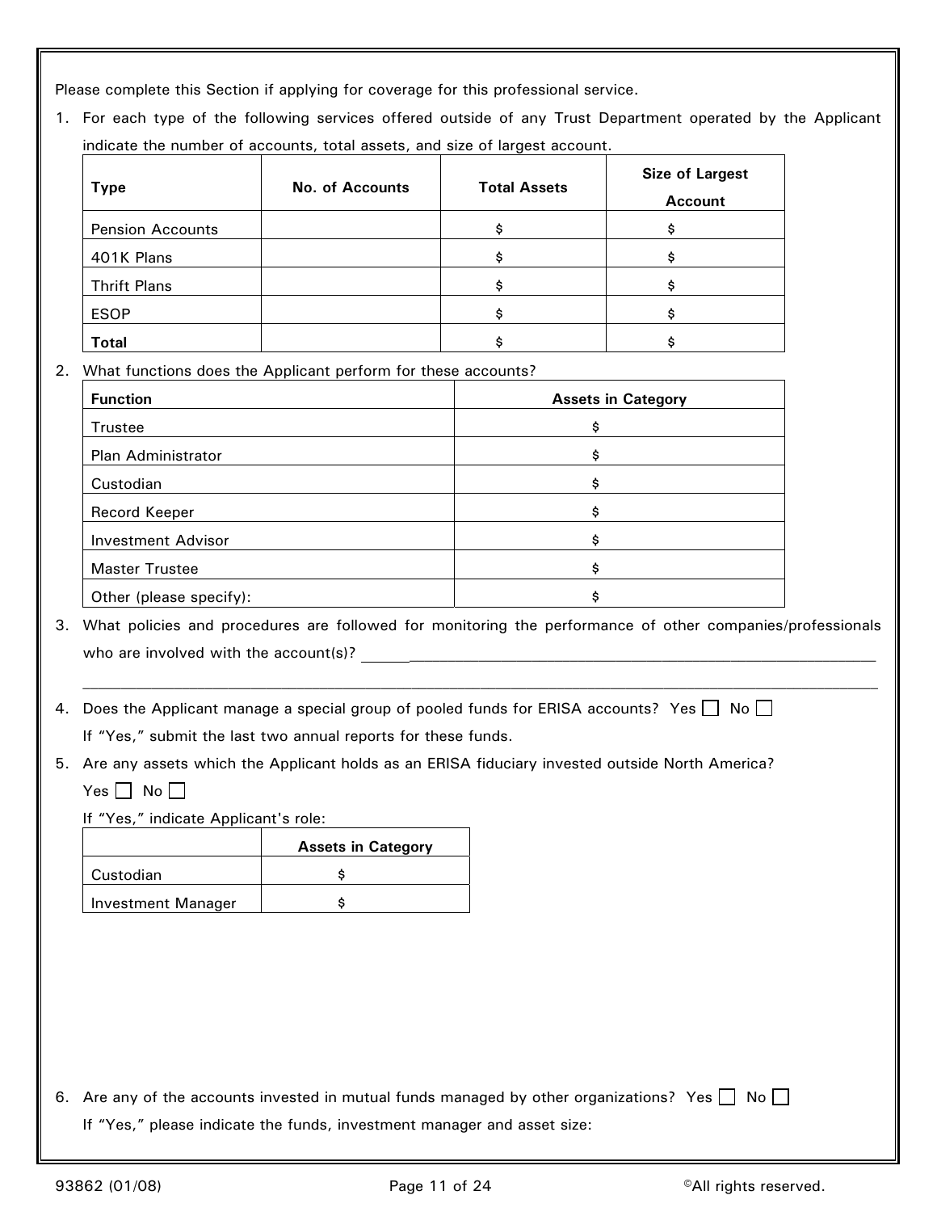Please complete this Section if applying for coverage for this professional service.

1. For each type of the following services offered outside of any Trust Department operated by the Applicant indicate the number of accounts, total assets, and size of largest account.

| Type | No. of Accounts | Total Assets | Size of Largest Account |
|---|---|---|---|
| Pension Accounts | | $ | $ |
| 401K Plans | | $ | $ |
| Thrift Plans | | $ | $ |
| ESOP | | $ | $ |
| **Total** | | $ | $ |

2. What functions does the Applicant perform for these accounts?

| Function | Assets in Category |
|---|---|
| Trustee | $ |
| Plan Administrator | $ |
| Custodian | $ |
| Record Keeper | $ |
| Investment Advisor | $ |
| Master Trustee | $ |
| Other (please specify): | $ |

3. What policies and procedures are followed for monitoring the performance of other companies/professionals who are involved with the account(s)? ______________________________________________________________

______________________________________________________________________________________

4. Does the Applicant manage a special group of pooled funds for ERISA accounts? Yes ☐ No ☐

   If "Yes," submit the last two annual reports for these funds.

5. Are any assets which the Applicant holds as an ERISA fiduciary invested outside North America?

   Yes ☐ No ☐

   If "Yes," indicate Applicant's role:

| | Assets in Category |
|---|---|
| Custodian | $ |
| Investment Manager | $ |

6. Are any of the accounts invested in mutual funds managed by other organizations? Yes ☐ No ☐

   If "Yes," please indicate the funds, investment manager and asset size: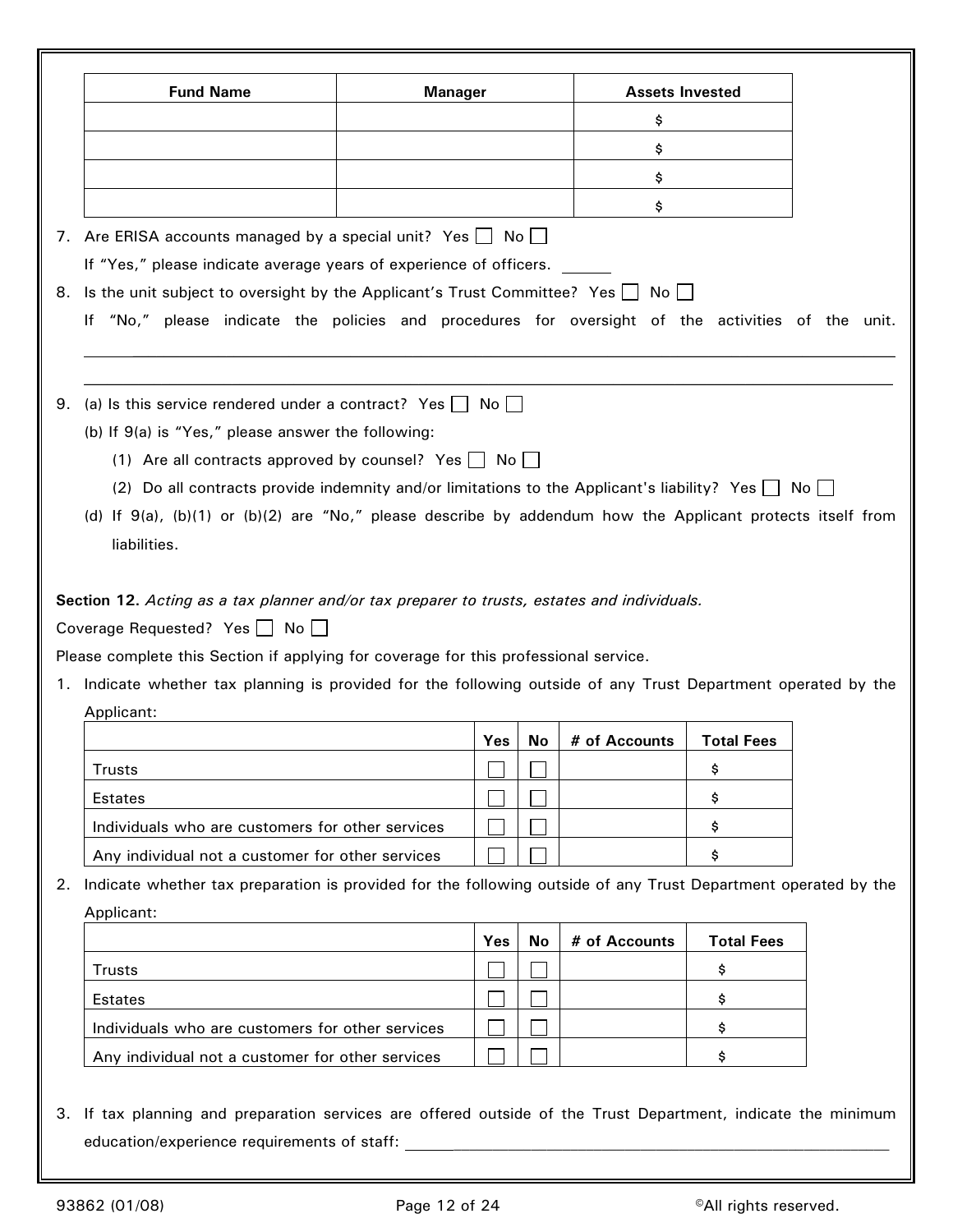| Fund Name | Manager | Assets Invested |
|---|---|---|
| | | $ |
| | | $ |
| | | $ |
| | | $ |

7. Are ERISA accounts managed by a special unit? Yes ☐ No ☐

   If "Yes," please indicate average years of experience of officers. ______

8. Is the unit subject to oversight by the Applicant's Trust Committee? Yes ☐ No ☐

   If "No," please indicate the policies and procedures for oversight of the activities of the unit.

   ______________________________________________________________________________

   ______________________________________________________________________________

9. (a) Is this service rendered under a contract? Yes ☐ No ☐

   (b) If 9(a) is "Yes," please answer the following:

   (1) Are all contracts approved by counsel? Yes ☐ No ☐

   (2) Do all contracts provide indemnity and/or limitations to the Applicant's liability? Yes ☐ No ☐

   (d) If 9(a), (b)(1) or (b)(2) are "No," please describe by addendum how the Applicant protects itself from liabilities.

**Section 12.** *Acting as a tax planner and/or tax preparer to trusts, estates and individuals.*

Coverage Requested? Yes ☐ No ☐

Please complete this Section if applying for coverage for this professional service.

1. Indicate whether tax planning is provided for the following outside of any Trust Department operated by the Applicant:

| | Yes | No | # of Accounts | Total Fees |
|---|---|---|---|---|
| Trusts | ☐ | ☐ | | $ |
| Estates | ☐ | ☐ | | $ |
| Individuals who are customers for other services | ☐ | ☐ | | $ |
| Any individual not a customer for other services | ☐ | ☐ | | $ |

2. Indicate whether tax preparation is provided for the following outside of any Trust Department operated by the Applicant:

| | Yes | No | # of Accounts | Total Fees |
|---|---|---|---|---|
| Trusts | ☐ | ☐ | | $ |
| Estates | ☐ | ☐ | | $ |
| Individuals who are customers for other services | ☐ | ☐ | | $ |
| Any individual not a customer for other services | ☐ | ☐ | | $ |

3. If tax planning and preparation services are offered outside of the Trust Department, indicate the minimum education/experience requirements of staff: ______________________________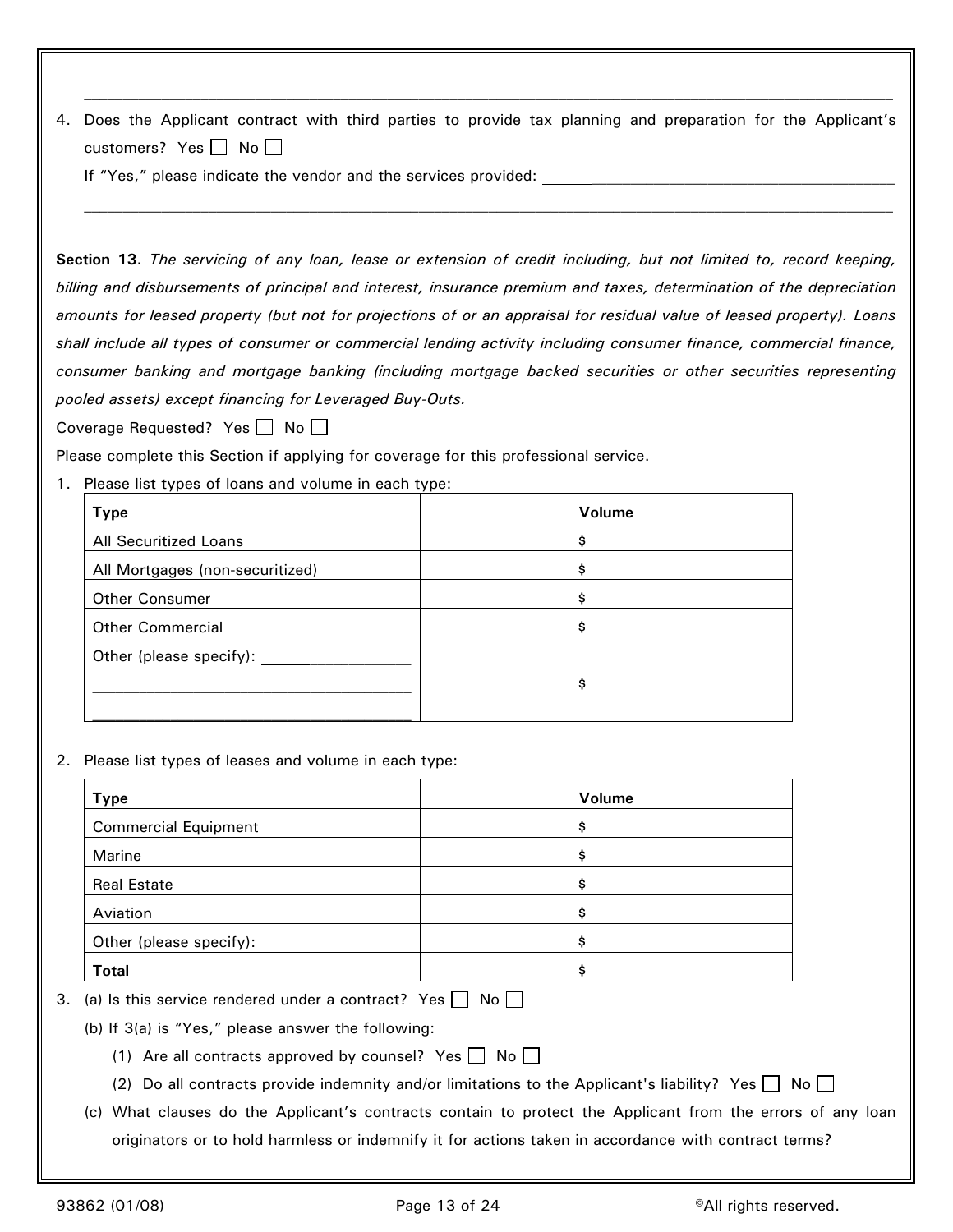\_\_\_\_\_\_\_\_\_\_\_\_\_\_\_\_\_\_\_\_\_\_\_\_\_\_\_\_\_\_\_\_\_\_\_\_\_\_\_\_\_\_\_\_\_\_\_\_\_\_\_\_\_\_\_\_\_\_\_\_\_\_\_\_\_\_\_\_\_\_\_\_\_\_\_\_\_\_

4. Does the Applicant contract with third parties to provide tax planning and preparation for the Applicant's customers? Yes ☐ No ☐

   If "Yes," please indicate the vendor and the services provided: \_\_\_\_\_\_\_\_\_\_\_\_\_\_\_\_\_\_\_\_\_\_\_\_\_\_\_\_\_\_\_\_\_\_\_\_\_\_\_\_

   \_\_\_\_\_\_\_\_\_\_\_\_\_\_\_\_\_\_\_\_\_\_\_\_\_\_\_\_\_\_\_\_\_\_\_\_\_\_\_\_\_\_\_\_\_\_\_\_\_\_\_\_\_\_\_\_\_\_\_\_\_\_\_\_\_\_\_\_\_\_\_\_\_\_\_\_\_\_

**Section 13.** *The servicing of any loan, lease or extension of credit including, but not limited to, record keeping, billing and disbursements of principal and interest, insurance premium and taxes, determination of the depreciation amounts for leased property (but not for projections of or an appraisal for residual value of leased property). Loans shall include all types of consumer or commercial lending activity including consumer finance, commercial finance, consumer banking and mortgage banking (including mortgage backed securities or other securities representing pooled assets) except financing for Leveraged Buy-Outs.*

Coverage Requested? Yes ☐ No ☐

Please complete this Section if applying for coverage for this professional service.

1. Please list types of loans and volume in each type:

| Type | Volume |
|---|---|
| All Securitized Loans | $ |
| All Mortgages (non-securitized) | $ |
| Other Consumer | $ |
| Other Commercial | $ |
| Other (please specify): \_\_\_\_\_\_\_\_\_\_\_\_\_\_\_\_\_\_ \_\_\_\_\_\_\_\_\_\_\_\_\_\_\_\_\_\_\_\_\_\_\_\_\_\_\_\_\_\_\_\_\_\_\_\_ \_\_\_\_\_\_\_\_\_\_\_\_\_\_\_\_\_\_\_\_\_\_\_\_\_\_\_\_\_\_\_\_\_\_\_\_ | $ |

2. Please list types of leases and volume in each type:

| Type | Volume |
|---|---|
| Commercial Equipment | $ |
| Marine | $ |
| Real Estate | $ |
| Aviation | $ |
| Other (please specify): | $ |
| **Total** | $ |

3. (a) Is this service rendered under a contract? Yes ☐ No ☐

   (b) If 3(a) is "Yes," please answer the following:

   (1) Are all contracts approved by counsel? Yes ☐ No ☐

   (2) Do all contracts provide indemnity and/or limitations to the Applicant's liability? Yes ☐ No ☐

   (c) What clauses do the Applicant's contracts contain to protect the Applicant from the errors of any loan originators or to hold harmless or indemnify it for actions taken in accordance with contract terms?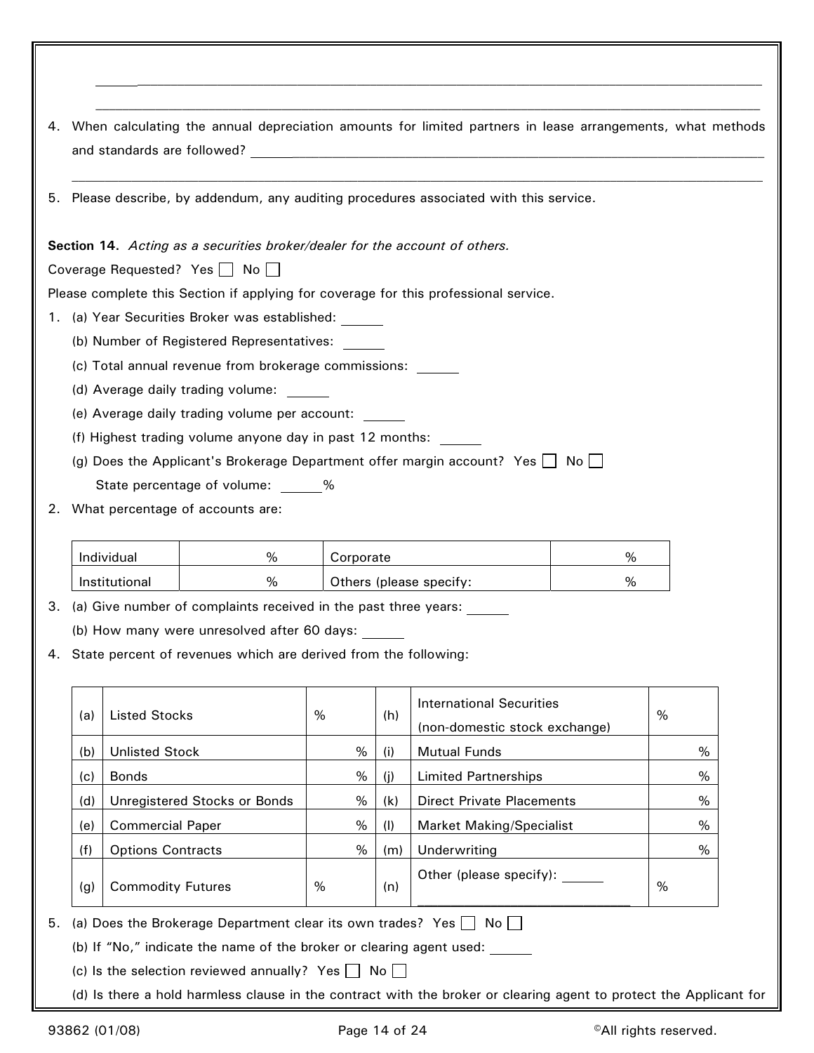______________________________________________________________________________

______________________________________________________________________________

4. When calculating the annual depreciation amounts for limited partners in lease arrangements, what methods and standards are followed? ______________________________________________________________

______________________________________________________________________________

5. Please describe, by addendum, any auditing procedures associated with this service.

**Section 14.** *Acting as a securities broker/dealer for the account of others.*

Coverage Requested? Yes ☐ No ☐

Please complete this Section if applying for coverage for this professional service.

1. (a) Year Securities Broker was established: ______
   (b) Number of Registered Representatives: ______
   (c) Total annual revenue from brokerage commissions: ______
   (d) Average daily trading volume: ______
   (e) Average daily trading volume per account: ______
   (f) Highest trading volume anyone day in past 12 months: ______
   (g) Does the Applicant's Brokerage Department offer margin account? Yes ☐ No ☐
   State percentage of volume: ______%

2. What percentage of accounts are:

| | | | |
|---|---|---|---|
| Individual | % | Corporate | % |
| Institutional | % | Others (please specify: | % |

3. (a) Give number of complaints received in the past three years: ______
   (b) How many were unresolved after 60 days: ______

4. State percent of revenues which are derived from the following:

| | | | | | |
|---|---|---|---|---|---|
| (a) | Listed Stocks | % | (h) | International Securities (non-domestic stock exchange) | % |
| (b) | Unlisted Stock | % | (i) | Mutual Funds | % |
| (c) | Bonds | % | (j) | Limited Partnerships | % |
| (d) | Unregistered Stocks or Bonds | % | (k) | Direct Private Placements | % |
| (e) | Commercial Paper | % | (l) | Market Making/Specialist | % |
| (f) | Options Contracts | % | (m) | Underwriting | % |
| (g) | Commodity Futures | % | (n) | Other (please specify): ______ ____________________________ | % |

5. (a) Does the Brokerage Department clear its own trades? Yes ☐ No ☐
   (b) If "No," indicate the name of the broker or clearing agent used: ______
   (c) Is the selection reviewed annually? Yes ☐ No ☐
   (d) Is there a hold harmless clause in the contract with the broker or clearing agent to protect the Applicant for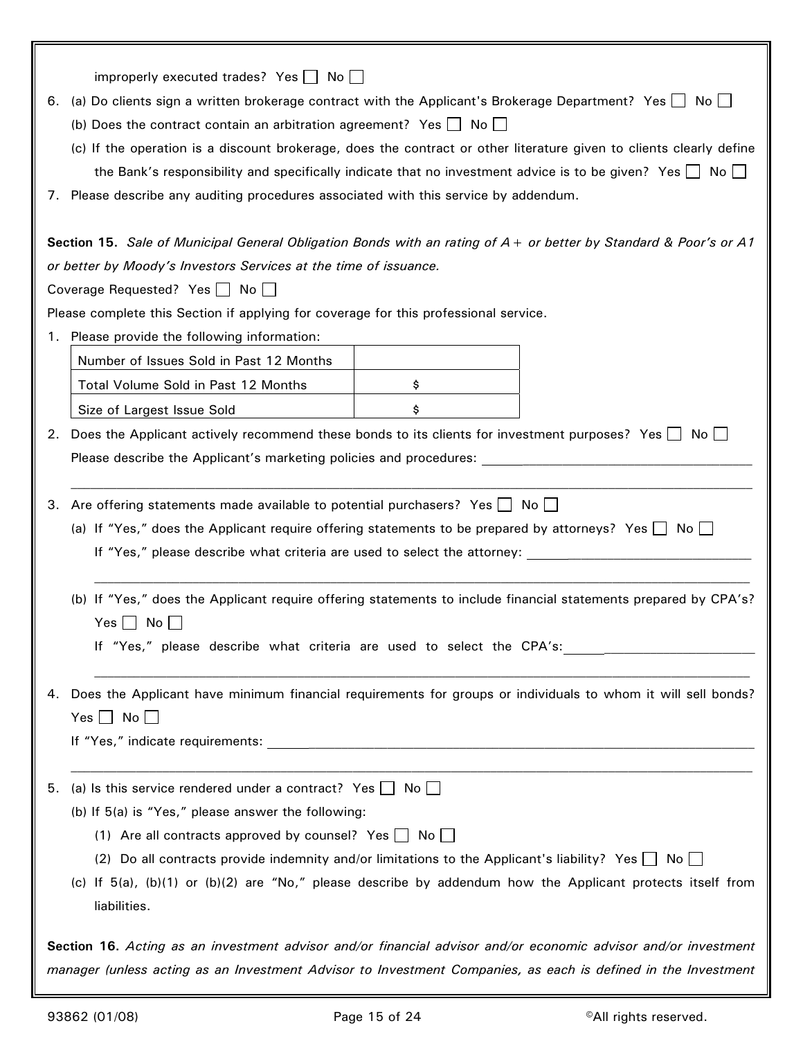improperly executed trades? Yes ☐ No ☐

6. (a) Do clients sign a written brokerage contract with the Applicant's Brokerage Department? Yes ☐ No ☐
   (b) Does the contract contain an arbitration agreement? Yes ☐ No ☐
   (c) If the operation is a discount brokerage, does the contract or other literature given to clients clearly define the Bank's responsibility and specifically indicate that no investment advice is to be given? Yes ☐ No ☐
7. Please describe any auditing procedures associated with this service by addendum.

**Section 15.** *Sale of Municipal General Obligation Bonds with an rating of A+ or better by Standard & Poor's or A1 or better by Moody's Investors Services at the time of issuance.*

Coverage Requested? Yes ☐ No ☐

Please complete this Section if applying for coverage for this professional service.

1. Please provide the following information:

| | |
|---|---|
| Number of Issues Sold in Past 12 Months | |
| Total Volume Sold in Past 12 Months | $ |
| Size of Largest Issue Sold | $ |

2. Does the Applicant actively recommend these bonds to its clients for investment purposes? Yes ☐ No ☐
   Please describe the Applicant's marketing policies and procedures: ______________________________
   ______________________________________________________________________
3. Are offering statements made available to potential purchasers? Yes ☐ No ☐
   (a) If "Yes," does the Applicant require offering statements to be prepared by attorneys? Yes ☐ No ☐
   If "Yes," please describe what criteria are used to select the attorney: ______________________________
   ______________________________________________________________________
   (b) If "Yes," does the Applicant require offering statements to include financial statements prepared by CPA's? Yes ☐ No ☐
   If "Yes," please describe what criteria are used to select the CPA's: ______________________________
   ______________________________________________________________________
4. Does the Applicant have minimum financial requirements for groups or individuals to whom it will sell bonds? Yes ☐ No ☐
   If "Yes," indicate requirements: ______________________________
   ______________________________________________________________________
5. (a) Is this service rendered under a contract? Yes ☐ No ☐
   (b) If 5(a) is "Yes," please answer the following:
      (1) Are all contracts approved by counsel? Yes ☐ No ☐
      (2) Do all contracts provide indemnity and/or limitations to the Applicant's liability? Yes ☐ No ☐
   (c) If 5(a), (b)(1) or (b)(2) are "No," please describe by addendum how the Applicant protects itself from liabilities.

**Section 16.** *Acting as an investment advisor and/or financial advisor and/or economic advisor and/or investment manager (unless acting as an Investment Advisor to Investment Companies, as each is defined in the Investment*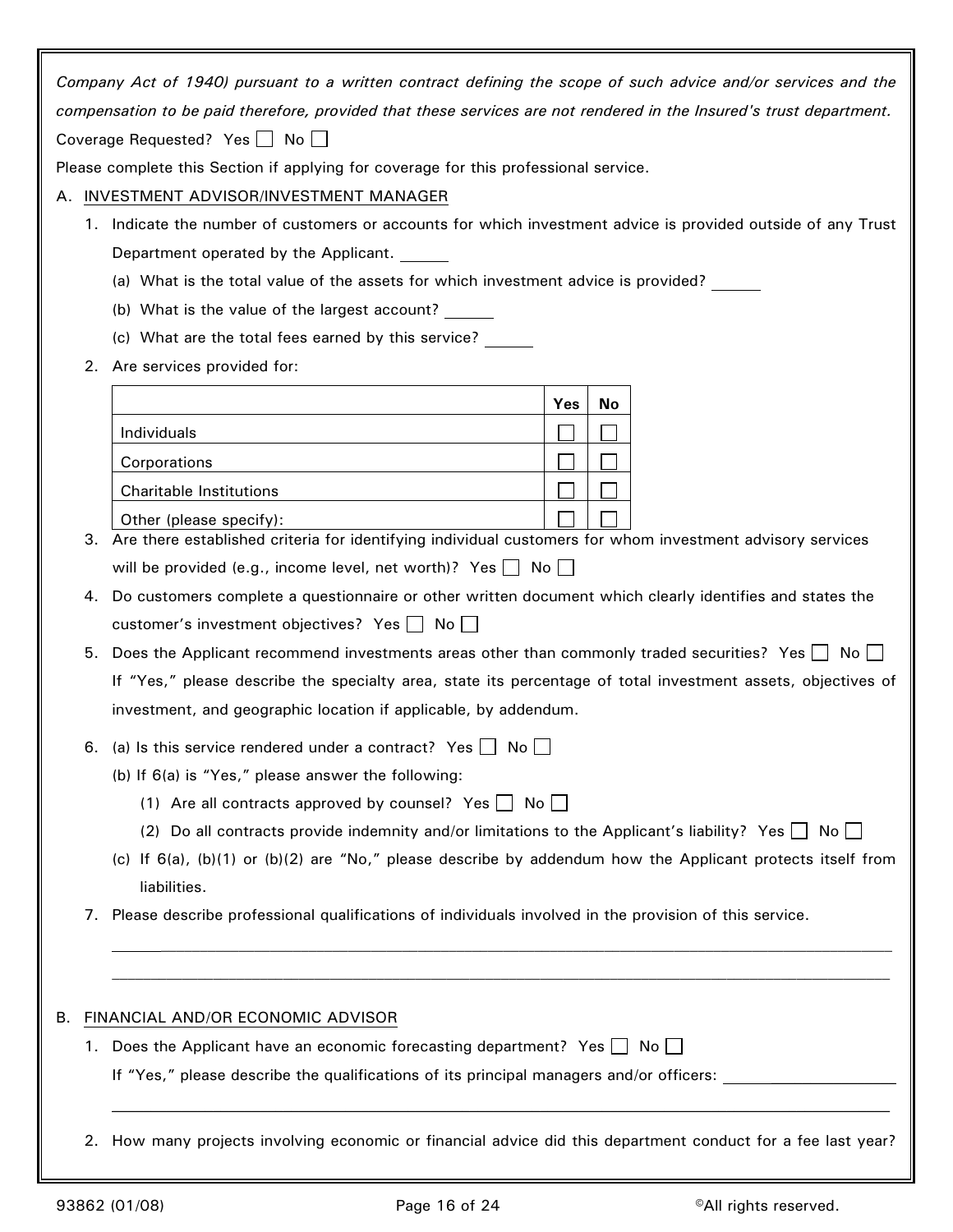*Company Act of 1940) pursuant to a written contract defining the scope of such advice and/or services and the compensation to be paid therefore, provided that these services are not rendered in the Insured's trust department.*

Coverage Requested? Yes ☐ No ☐

Please complete this Section if applying for coverage for this professional service.

A. INVESTMENT ADVISOR/INVESTMENT MANAGER

1. Indicate the number of customers or accounts for which investment advice is provided outside of any Trust Department operated by the Applicant. ______
   (a) What is the total value of the assets for which investment advice is provided? ______
   (b) What is the value of the largest account? ______
   (c) What are the total fees earned by this service? ______
2. Are services provided for:

| | Yes | No |
|---|---|---|
| Individuals | ☐ | ☐ |
| Corporations | ☐ | ☐ |
| Charitable Institutions | ☐ | ☐ |
| Other (please specify): | ☐ | ☐ |

3. Are there established criteria for identifying individual customers for whom investment advisory services will be provided (e.g., income level, net worth)? Yes ☐ No ☐
4. Do customers complete a questionnaire or other written document which clearly identifies and states the customer's investment objectives? Yes ☐ No ☐
5. Does the Applicant recommend investments areas other than commonly traded securities? Yes ☐ No ☐
   If "Yes," please describe the specialty area, state its percentage of total investment assets, objectives of investment, and geographic location if applicable, by addendum.
6. (a) Is this service rendered under a contract? Yes ☐ No ☐
   (b) If 6(a) is "Yes," please answer the following:
      (1) Are all contracts approved by counsel? Yes ☐ No ☐
      (2) Do all contracts provide indemnity and/or limitations to the Applicant's liability? Yes ☐ No ☐
   (c) If 6(a), (b)(1) or (b)(2) are "No," please describe by addendum how the Applicant protects itself from liabilities.
7. Please describe professional qualifications of individuals involved in the provision of this service.
   ____________________________________________________________
   ____________________________________________________________

B. FINANCIAL AND/OR ECONOMIC ADVISOR

1. Does the Applicant have an economic forecasting department? Yes ☐ No ☐
   If "Yes," please describe the qualifications of its principal managers and/or officers: ______________
   ____________________________________________________________
2. How many projects involving economic or financial advice did this department conduct for a fee last year?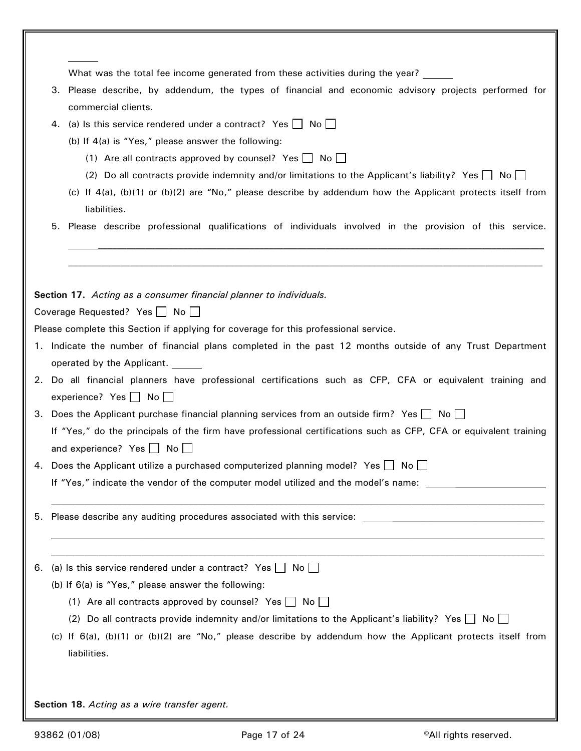\_\_\_\_\_\_

What was the total fee income generated from these activities during the year? \_\_\_\_\_\_

3. Please describe, by addendum, the types of financial and economic advisory projects performed for commercial clients.
4. (a) Is this service rendered under a contract? Yes ☐ No ☐

   (b) If 4(a) is "Yes," please answer the following:

   (1) Are all contracts approved by counsel? Yes ☐ No ☐

   (2) Do all contracts provide indemnity and/or limitations to the Applicant's liability? Yes ☐ No ☐

   (c) If 4(a), (b)(1) or (b)(2) are "No," please describe by addendum how the Applicant protects itself from liabilities.
5. Please describe professional qualifications of individuals involved in the provision of this service.

   \_\_\_\_\_\_\_\_\_\_\_\_\_\_\_\_\_\_\_\_\_\_\_\_\_\_\_\_\_\_\_\_\_\_\_\_\_\_\_\_\_\_\_\_\_\_\_\_\_\_\_\_\_\_\_\_\_\_\_\_\_\_\_\_\_\_\_\_\_\_\_\_

   \_\_\_\_\_\_\_\_\_\_\_\_\_\_\_\_\_\_\_\_\_\_\_\_\_\_\_\_\_\_\_\_\_\_\_\_\_\_\_\_\_\_\_\_\_\_\_\_\_\_\_\_\_\_\_\_\_\_\_\_\_\_\_\_\_\_\_\_\_\_\_\_

**Section 17.** *Acting as a consumer financial planner to individuals.*

Coverage Requested? Yes ☐ No ☐

Please complete this Section if applying for coverage for this professional service.

1. Indicate the number of financial plans completed in the past 12 months outside of any Trust Department operated by the Applicant. \_\_\_\_\_\_
2. Do all financial planners have professional certifications such as CFP, CFA or equivalent training and experience? Yes ☐ No ☐
3. Does the Applicant purchase financial planning services from an outside firm? Yes ☐ No ☐

   If "Yes," do the principals of the firm have professional certifications such as CFP, CFA or equivalent training and experience? Yes ☐ No ☐
4. Does the Applicant utilize a purchased computerized planning model? Yes ☐ No ☐

   If "Yes," indicate the vendor of the computer model utilized and the model's name: \_\_\_\_\_\_\_\_\_\_\_\_\_\_\_\_\_\_\_\_\_\_\_\_

   \_\_\_\_\_\_\_\_\_\_\_\_\_\_\_\_\_\_\_\_\_\_\_\_\_\_\_\_\_\_\_\_\_\_\_\_\_\_\_\_\_\_\_\_\_\_\_\_\_\_\_\_\_\_\_\_\_\_\_\_\_\_\_\_\_\_\_\_\_\_\_\_
5. Please describe any auditing procedures associated with this service: \_\_\_\_\_\_\_\_\_\_\_\_\_\_\_\_\_\_\_\_\_\_\_\_\_\_\_\_\_\_\_\_\_\_\_\_

   \_\_\_\_\_\_\_\_\_\_\_\_\_\_\_\_\_\_\_\_\_\_\_\_\_\_\_\_\_\_\_\_\_\_\_\_\_\_\_\_\_\_\_\_\_\_\_\_\_\_\_\_\_\_\_\_\_\_\_\_\_\_\_\_\_\_\_\_\_\_\_\_

   \_\_\_\_\_\_\_\_\_\_\_\_\_\_\_\_\_\_\_\_\_\_\_\_\_\_\_\_\_\_\_\_\_\_\_\_\_\_\_\_\_\_\_\_\_\_\_\_\_\_\_\_\_\_\_\_\_\_\_\_\_\_\_\_\_\_\_\_\_\_\_\_
6. (a) Is this service rendered under a contract? Yes ☐ No ☐

   (b) If 6(a) is "Yes," please answer the following:

   (1) Are all contracts approved by counsel? Yes ☐ No ☐

   (2) Do all contracts provide indemnity and/or limitations to the Applicant's liability? Yes ☐ No ☐

   (c) If 6(a), (b)(1) or (b)(2) are "No," please describe by addendum how the Applicant protects itself from liabilities.

**Section 18.** *Acting as a wire transfer agent.*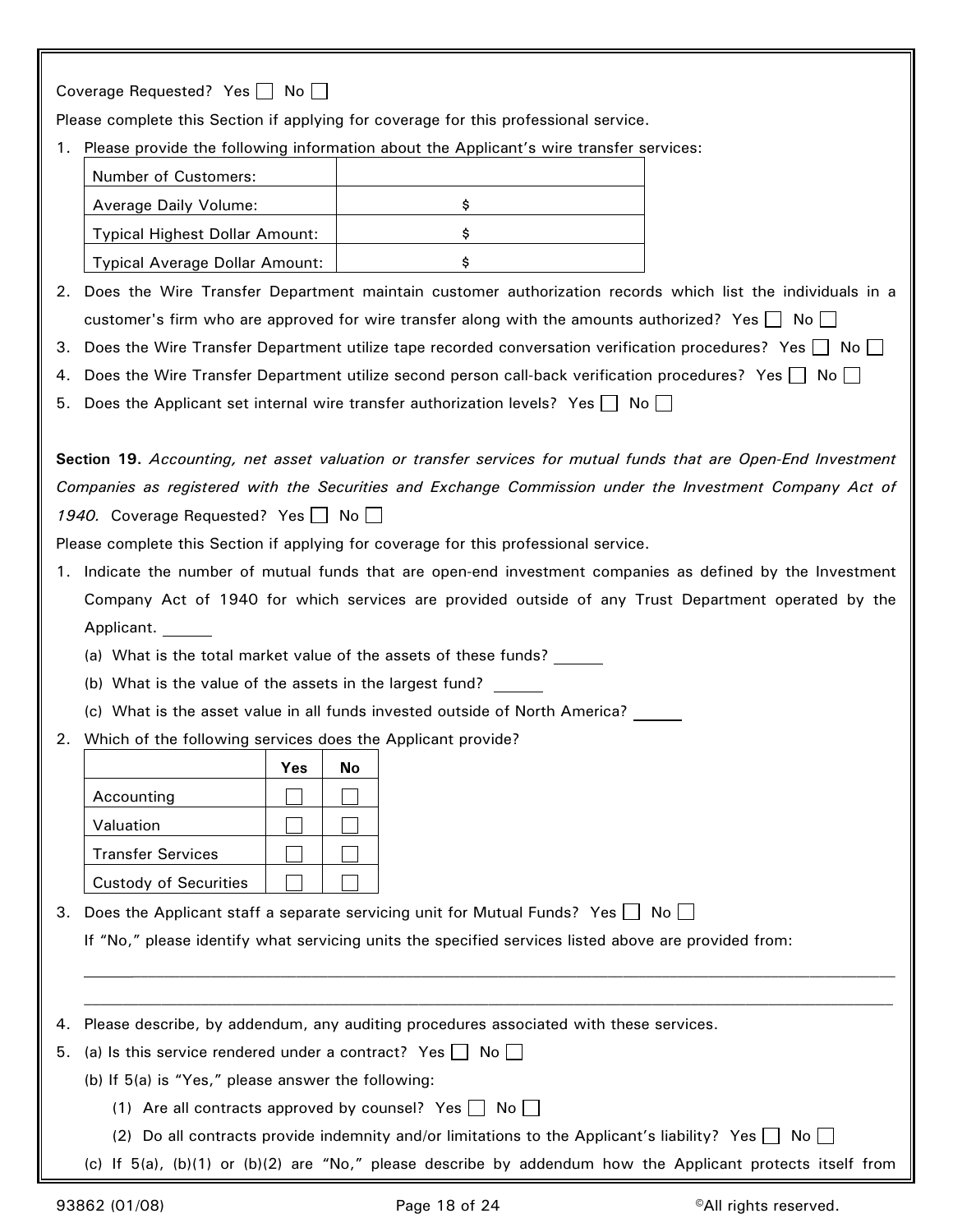Coverage Requested? Yes ☐ No ☐

Please complete this Section if applying for coverage for this professional service.

1. Please provide the following information about the Applicant's wire transfer services:

| Number of Customers: | |
|---|---|
| Average Daily Volume: | $ |
| Typical Highest Dollar Amount: | $ |
| Typical Average Dollar Amount: | $ |

2. Does the Wire Transfer Department maintain customer authorization records which list the individuals in a customer's firm who are approved for wire transfer along with the amounts authorized? Yes ☐ No ☐
3. Does the Wire Transfer Department utilize tape recorded conversation verification procedures? Yes ☐ No ☐
4. Does the Wire Transfer Department utilize second person call-back verification procedures? Yes ☐ No ☐
5. Does the Applicant set internal wire transfer authorization levels? Yes ☐ No ☐

**Section 19.** *Accounting, net asset valuation or transfer services for mutual funds that are Open-End Investment Companies as registered with the Securities and Exchange Commission under the Investment Company Act of 1940.* Coverage Requested? Yes ☐ No ☐

Please complete this Section if applying for coverage for this professional service.

1. Indicate the number of mutual funds that are open-end investment companies as defined by the Investment Company Act of 1940 for which services are provided outside of any Trust Department operated by the Applicant. ______
   (a) What is the total market value of the assets of these funds? ______
   (b) What is the value of the assets in the largest fund? ______
   (c) What is the asset value in all funds invested outside of North America? ______
2. Which of the following services does the Applicant provide?

| | Yes | No |
|---|---|---|
| Accounting | ☐ | ☐ |
| Valuation | ☐ | ☐ |
| Transfer Services | ☐ | ☐ |
| Custody of Securities | ☐ | ☐ |

3. Does the Applicant staff a separate servicing unit for Mutual Funds? Yes ☐ No ☐
   If "No," please identify what servicing units the specified services listed above are provided from:
   ________________________________________________________________________________
   ________________________________________________________________________________
4. Please describe, by addendum, any auditing procedures associated with these services.
5. (a) Is this service rendered under a contract? Yes ☐ No ☐
   (b) If 5(a) is "Yes," please answer the following:
      (1) Are all contracts approved by counsel? Yes ☐ No ☐
      (2) Do all contracts provide indemnity and/or limitations to the Applicant's liability? Yes ☐ No ☐
   (c) If 5(a), (b)(1) or (b)(2) are "No," please describe by addendum how the Applicant protects itself from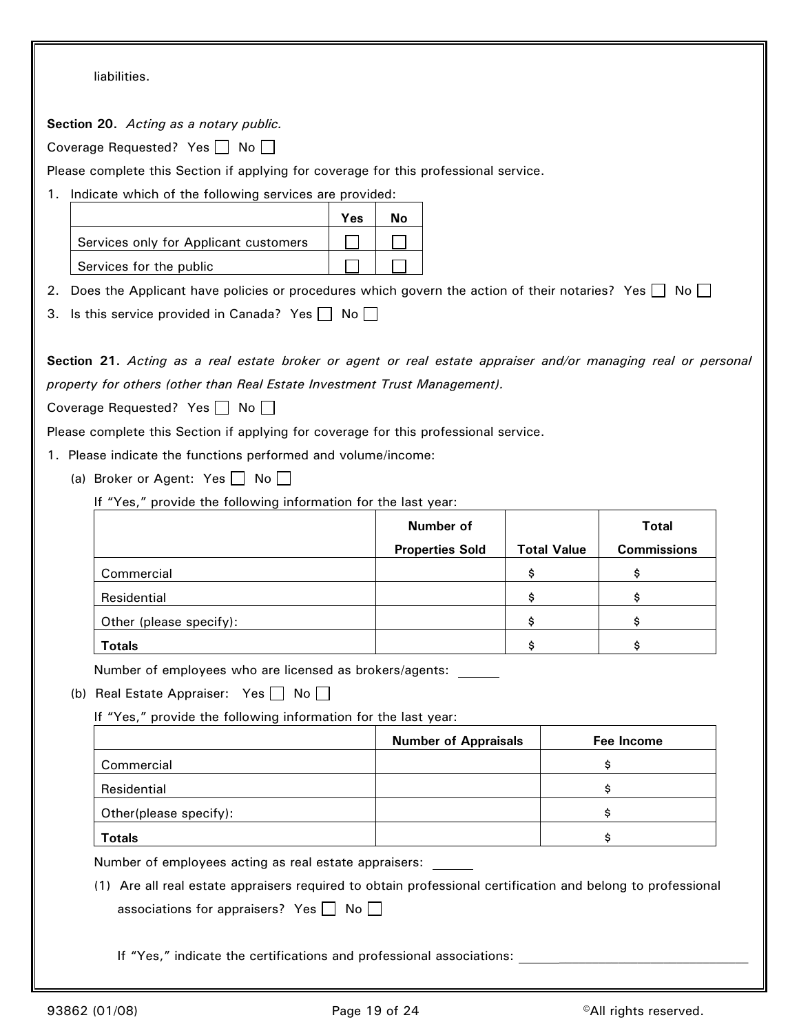liabilities.

**Section 20.** *Acting as a notary public.*

Coverage Requested? Yes ☐ No ☐

Please complete this Section if applying for coverage for this professional service.

1. Indicate which of the following services are provided:

| | Yes | No |
|---|---|---|
| Services only for Applicant customers | ☐ | ☐ |
| Services for the public | ☐ | ☐ |

2. Does the Applicant have policies or procedures which govern the action of their notaries? Yes ☐ No ☐
3. Is this service provided in Canada? Yes ☐ No ☐

**Section 21.** *Acting as a real estate broker or agent or real estate appraiser and/or managing real or personal property for others (other than Real Estate Investment Trust Management).*

Coverage Requested? Yes ☐ No ☐

Please complete this Section if applying for coverage for this professional service.

1. Please indicate the functions performed and volume/income:

   (a) Broker or Agent: Yes ☐ No ☐

   If "Yes," provide the following information for the last year:

| | Number of Properties Sold | Total Value | Total Commissions |
|---|---|---|---|
| Commercial | | $ | $ |
| Residential | | $ | $ |
| Other (please specify): | | $ | $ |
| **Totals** | | $ | $ |

   Number of employees who are licensed as brokers/agents: ______

   (b) Real Estate Appraiser: Yes ☐ No ☐

   If "Yes," provide the following information for the last year:

| | Number of Appraisals | Fee Income |
|---|---|---|
| Commercial | | $ |
| Residential | | $ |
| Other(please specify): | | $ |
| **Totals** | | $ |

   Number of employees acting as real estate appraisers: ______

   (1) Are all real estate appraisers required to obtain professional certification and belong to professional associations for appraisers? Yes ☐ No ☐

   If "Yes," indicate the certifications and professional associations: ______________________________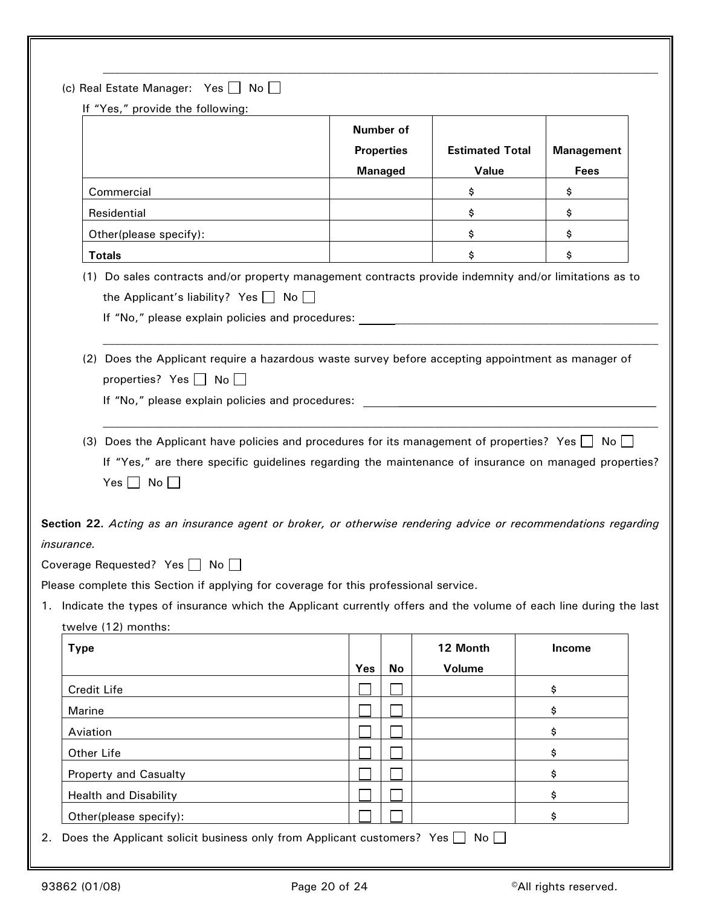(c) Real Estate Manager: Yes ☐ No ☐

If "Yes," provide the following:

| | Number of Properties Managed | Estimated Total Value | Management Fees |
|---|---|---|---|
| Commercial | | $ | $ |
| Residential | | $ | $ |
| Other(please specify): | | $ | $ |
| **Totals** | | $ | $ |

(1) Do sales contracts and/or property management contracts provide indemnity and/or limitations as to the Applicant's liability? Yes ☐ No ☐

If "No," please explain policies and procedures: ____________________________________________

____________________________________________________________________________________

(2) Does the Applicant require a hazardous waste survey before accepting appointment as manager of properties? Yes ☐ No ☐

If "No," please explain policies and procedures: ____________________________________________

____________________________________________________________________________________

(3) Does the Applicant have policies and procedures for its management of properties? Yes ☐ No ☐

If "Yes," are there specific guidelines regarding the maintenance of insurance on managed properties? Yes ☐ No ☐

**Section 22.** *Acting as an insurance agent or broker, or otherwise rendering advice or recommendations regarding insurance.*

Coverage Requested? Yes ☐ No ☐

Please complete this Section if applying for coverage for this professional service.

1. Indicate the types of insurance which the Applicant currently offers and the volume of each line during the last twelve (12) months:

| Type | Yes | No | 12 Month Volume | Income |
|---|---|---|---|---|
| Credit Life | ☐ | ☐ | | $ |
| Marine | ☐ | ☐ | | $ |
| Aviation | ☐ | ☐ | | $ |
| Other Life | ☐ | ☐ | | $ |
| Property and Casualty | ☐ | ☐ | | $ |
| Health and Disability | ☐ | ☐ | | $ |
| Other(please specify): | ☐ | ☐ | | $ |

2. Does the Applicant solicit business only from Applicant customers? Yes ☐ No ☐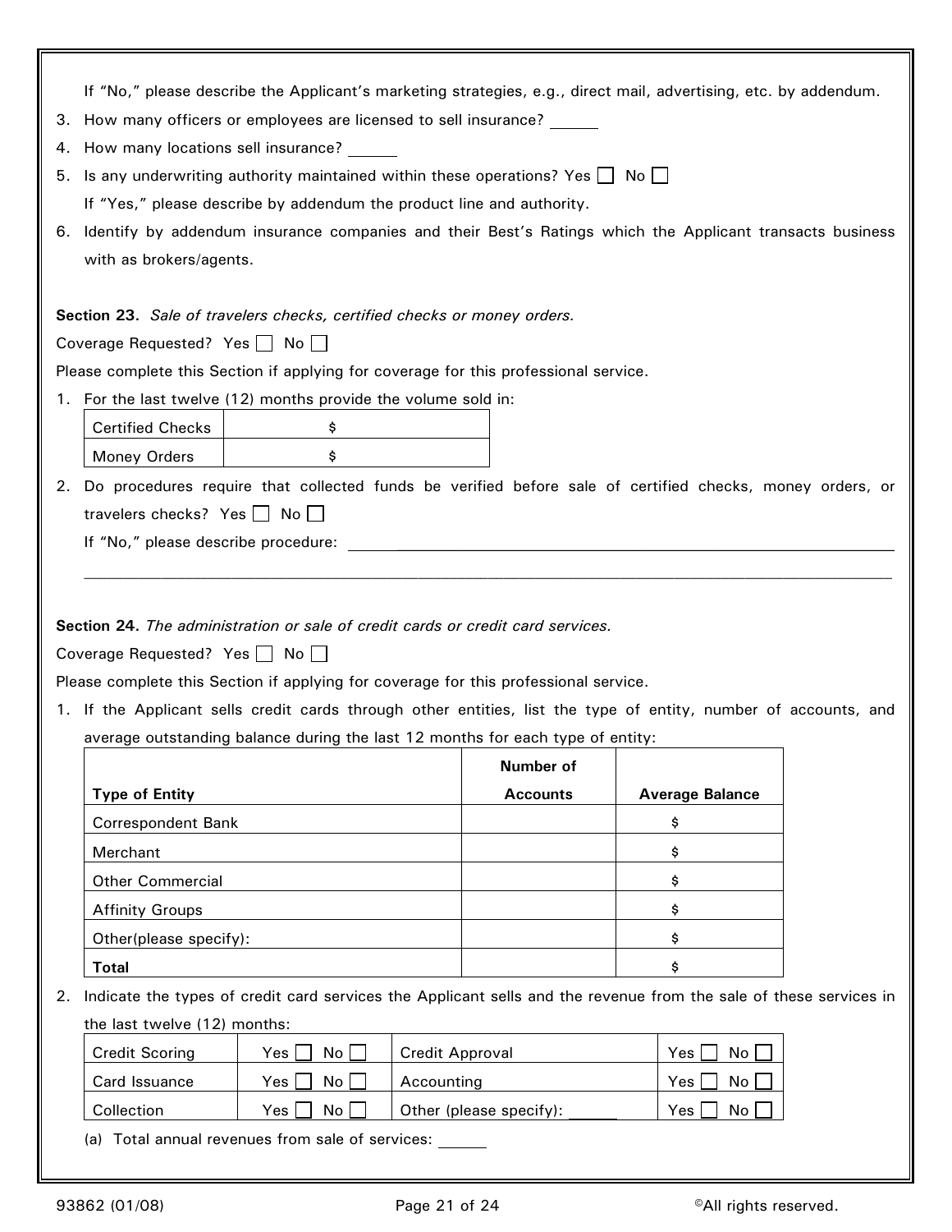If "No," please describe the Applicant's marketing strategies, e.g., direct mail, advertising, etc. by addendum.

3. How many officers or employees are licensed to sell insurance? ______
4. How many locations sell insurance? ______
5. Is any underwriting authority maintained within these operations? Yes ☐ No ☐

   If "Yes," please describe by addendum the product line and authority.
6. Identify by addendum insurance companies and their Best's Ratings which the Applicant transacts business with as brokers/agents.

**Section 23.** *Sale of travelers checks, certified checks or money orders.*

Coverage Requested? Yes ☐ No ☐

Please complete this Section if applying for coverage for this professional service.

1. For the last twelve (12) months provide the volume sold in:

| Certified Checks | $ |
|---|---|
| Money Orders | $ |

2. Do procedures require that collected funds be verified before sale of certified checks, money orders, or travelers checks? Yes ☐ No ☐

   If "No," please describe procedure: ______________________________________________

   ________________________________________________________________________________

**Section 24.** *The administration or sale of credit cards or credit card services.*

Coverage Requested? Yes ☐ No ☐

Please complete this Section if applying for coverage for this professional service.

1. If the Applicant sells credit cards through other entities, list the type of entity, number of accounts, and average outstanding balance during the last 12 months for each type of entity:

| Type of Entity | Number of Accounts | Average Balance |
|---|---|---|
| Correspondent Bank | | $ |
| Merchant | | $ |
| Other Commercial | | $ |
| Affinity Groups | | $ |
| Other(please specify): | | $ |
| **Total** | | $ |

2. Indicate the types of credit card services the Applicant sells and the revenue from the sale of these services in the last twelve (12) months:

| Credit Scoring | Yes ☐ No ☐ | Credit Approval | Yes ☐ No ☐ |
|---|---|---|---|
| Card Issuance | Yes ☐ No ☐ | Accounting | Yes ☐ No ☐ |
| Collection | Yes ☐ No ☐ | Other (please specify): ______ | Yes ☐ No ☐ |

   (a) Total annual revenues from sale of services: ______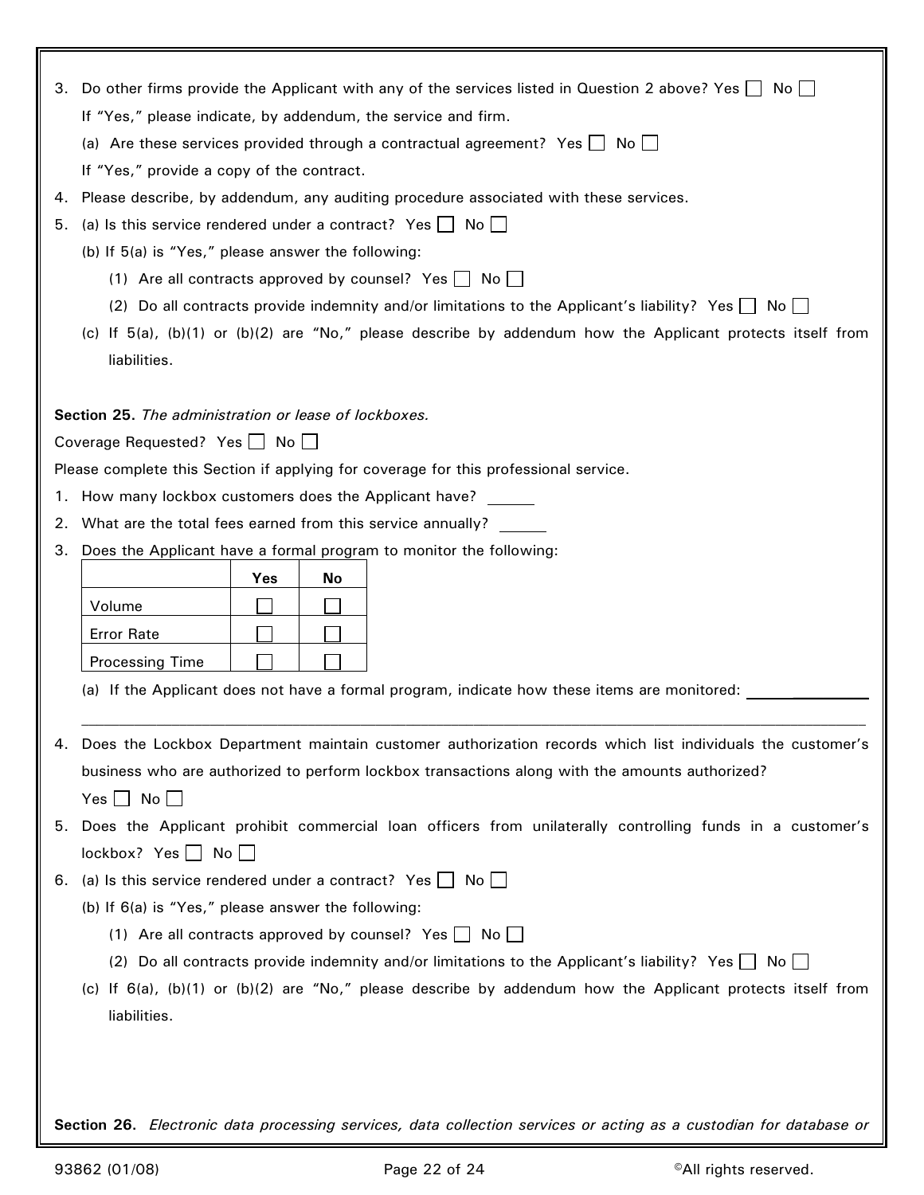3. Do other firms provide the Applicant with any of the services listed in Question 2 above? Yes ☐ No ☐

   If "Yes," please indicate, by addendum, the service and firm.

   (a) Are these services provided through a contractual agreement? Yes ☐ No ☐

   If "Yes," provide a copy of the contract.

4. Please describe, by addendum, any auditing procedure associated with these services.
5. (a) Is this service rendered under a contract? Yes ☐ No ☐

   (b) If 5(a) is "Yes," please answer the following:

   (1) Are all contracts approved by counsel? Yes ☐ No ☐

   (2) Do all contracts provide indemnity and/or limitations to the Applicant's liability? Yes ☐ No ☐

   (c) If 5(a), (b)(1) or (b)(2) are "No," please describe by addendum how the Applicant protects itself from liabilities.

**Section 25.** *The administration or lease of lockboxes.*

Coverage Requested? Yes ☐ No ☐

Please complete this Section if applying for coverage for this professional service.

1. How many lockbox customers does the Applicant have? ______
2. What are the total fees earned from this service annually? ______
3. Does the Applicant have a formal program to monitor the following:

| | Yes | No |
|---|---|---|
| Volume | ☐ | ☐ |
| Error Rate | ☐ | ☐ |
| Processing Time | ☐ | ☐ |

   (a) If the Applicant does not have a formal program, indicate how these items are monitored: ______________

   ______________________________________________________________________________

4. Does the Lockbox Department maintain customer authorization records which list individuals the customer's business who are authorized to perform lockbox transactions along with the amounts authorized?

   Yes ☐ No ☐

5. Does the Applicant prohibit commercial loan officers from unilaterally controlling funds in a customer's lockbox? Yes ☐ No ☐
6. (a) Is this service rendered under a contract? Yes ☐ No ☐

   (b) If 6(a) is "Yes," please answer the following:

   (1) Are all contracts approved by counsel? Yes ☐ No ☐

   (2) Do all contracts provide indemnity and/or limitations to the Applicant's liability? Yes ☐ No ☐

   (c) If 6(a), (b)(1) or (b)(2) are "No," please describe by addendum how the Applicant protects itself from liabilities.

**Section 26.** *Electronic data processing services, data collection services or acting as a custodian for database or*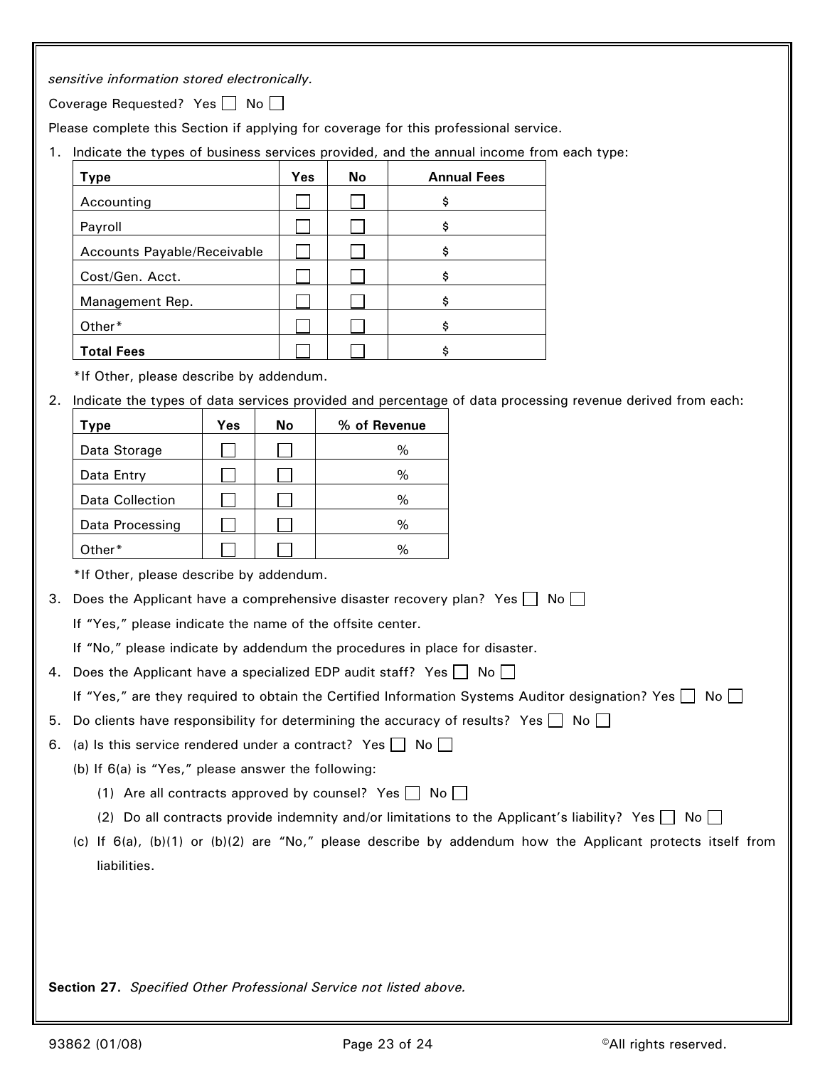*sensitive information stored electronically.*

Coverage Requested? Yes ☐ No ☐

Please complete this Section if applying for coverage for this professional service.

1. Indicate the types of business services provided, and the annual income from each type:

| Type | Yes | No | Annual Fees |
|---|---|---|---|
| Accounting | ☐ | ☐ | $ |
| Payroll | ☐ | ☐ | $ |
| Accounts Payable/Receivable | ☐ | ☐ | $ |
| Cost/Gen. Acct. | ☐ | ☐ | $ |
| Management Rep. | ☐ | ☐ | $ |
| Other* | ☐ | ☐ | $ |
| **Total Fees** | ☐ | ☐ | $ |

\*If Other, please describe by addendum.

2. Indicate the types of data services provided and percentage of data processing revenue derived from each:

| Type | Yes | No | % of Revenue |
|---|---|---|---|
| Data Storage | ☐ | ☐ | % |
| Data Entry | ☐ | ☐ | % |
| Data Collection | ☐ | ☐ | % |
| Data Processing | ☐ | ☐ | % |
| Other* | ☐ | ☐ | % |

\*If Other, please describe by addendum.

3. Does the Applicant have a comprehensive disaster recovery plan? Yes ☐ No ☐

   If "Yes," please indicate the name of the offsite center.

   If "No," please indicate by addendum the procedures in place for disaster.

4. Does the Applicant have a specialized EDP audit staff? Yes ☐ No ☐

   If "Yes," are they required to obtain the Certified Information Systems Auditor designation? Yes ☐ No ☐

5. Do clients have responsibility for determining the accuracy of results? Yes ☐ No ☐

6. (a) Is this service rendered under a contract? Yes ☐ No ☐

   (b) If 6(a) is "Yes," please answer the following:

   (1) Are all contracts approved by counsel? Yes ☐ No ☐

   (2) Do all contracts provide indemnity and/or limitations to the Applicant's liability? Yes ☐ No ☐

   (c) If 6(a), (b)(1) or (b)(2) are "No," please describe by addendum how the Applicant protects itself from liabilities.

**Section 27.** *Specified Other Professional Service not listed above.*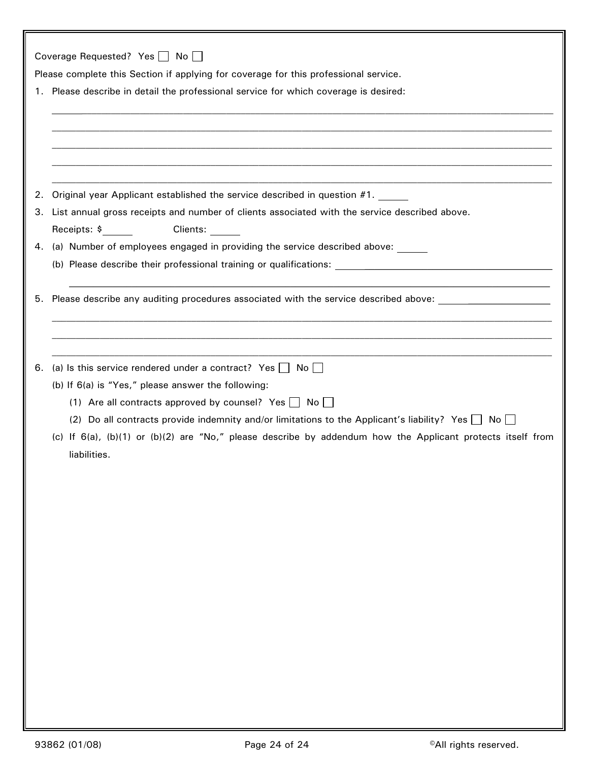Coverage Requested? Yes ☐ No ☐

Please complete this Section if applying for coverage for this professional service.

1. Please describe in detail the professional service for which coverage is desired:

   ______________________________________________________________________________

   ______________________________________________________________________________

   ______________________________________________________________________________

   ______________________________________________________________________________

   ______________________________________________________________________________

2. Original year Applicant established the service described in question #1. ______

3. List annual gross receipts and number of clients associated with the service described above.

   Receipts: $______ Clients: ______

4. (a) Number of employees engaged in providing the service described above: ______

   (b) Please describe their professional training or qualifications: ______________________________

   ______________________________________________________________________________

5. Please describe any auditing procedures associated with the service described above: ______________

   ______________________________________________________________________________

   ______________________________________________________________________________

   ______________________________________________________________________________

6. (a) Is this service rendered under a contract? Yes ☐ No ☐

   (b) If 6(a) is "Yes," please answer the following:

   (1) Are all contracts approved by counsel? Yes ☐ No ☐

   (2) Do all contracts provide indemnity and/or limitations to the Applicant's liability? Yes ☐ No ☐

   (c) If 6(a), (b)(1) or (b)(2) are "No," please describe by addendum how the Applicant protects itself from liabilities.

93862 (01/08) ©All rights reserved.